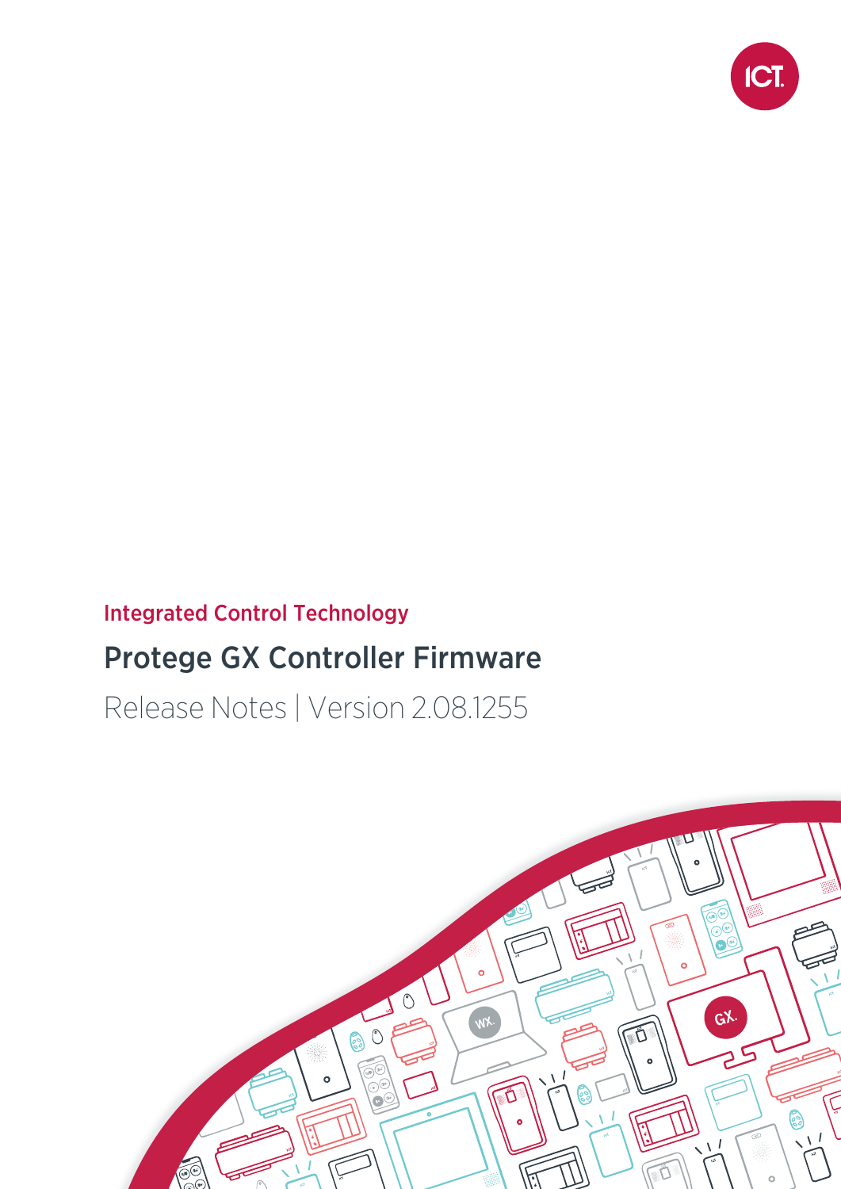Integrated Control Technology

# Protege GX Controller Firmware

Release Notes | Version 2.08.1255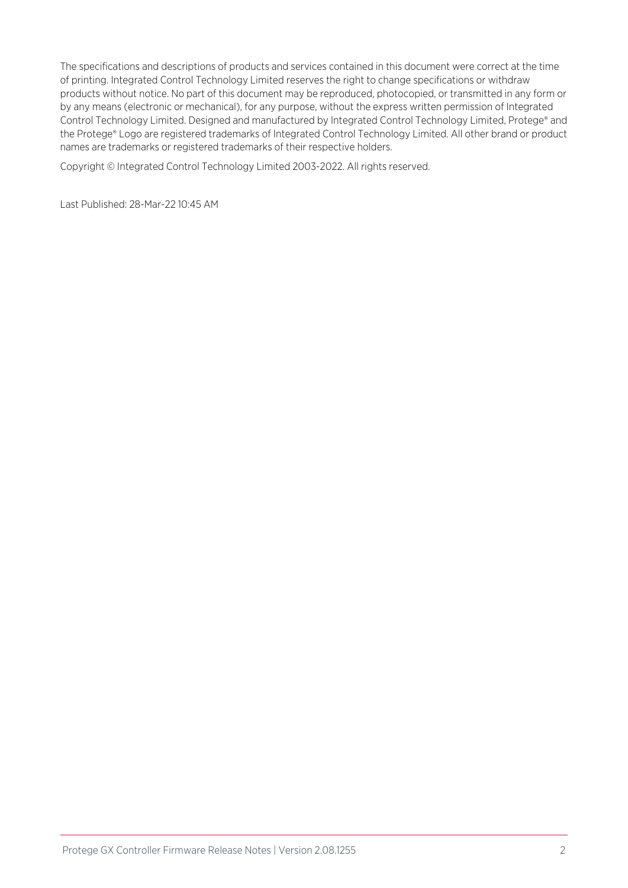The specifications and descriptions of products and services contained in this document were correct at the time of printing. Integrated Control Technology Limited reserves the right to change specifications or withdraw products without notice. No part of this document may be reproduced, photocopied, or transmitted in any form or by any means (electronic or mechanical), for any purpose, without the express written permission of Integrated Control Technology Limited. Designed and manufactured by Integrated Control Technology Limited, Protege® and the Protege® Logo are registered trademarks of Integrated Control Technology Limited. All other brand or product names are trademarks or registered trademarks of their respective holders.

Copyright © Integrated Control Technology Limited 2003-2022. All rights reserved.

Last Published: 28-Mar-22 10:45 AM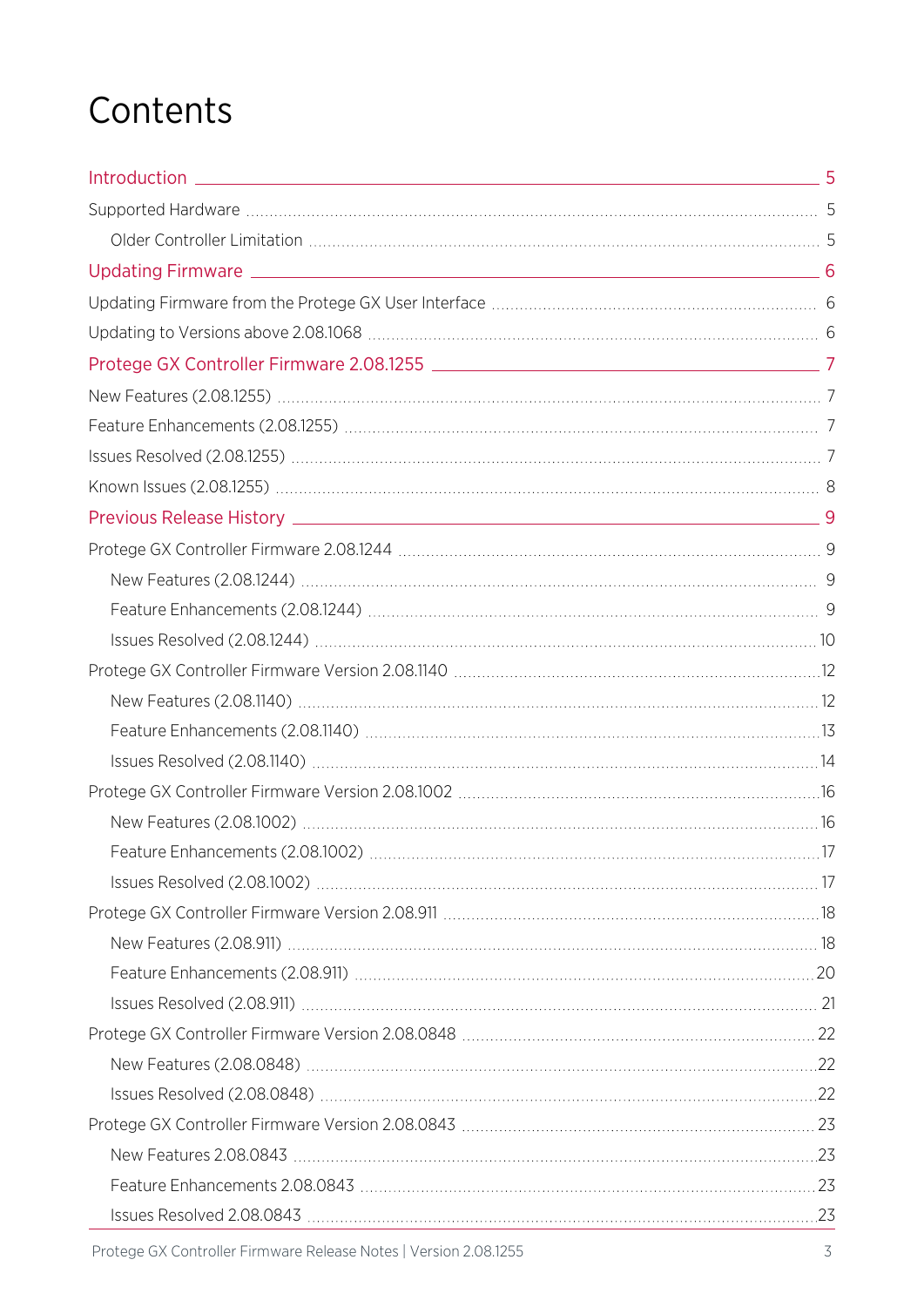# Contents

- Introduction 5
  - Supported Hardware 5
    - Older Controller Limitation 5
- Updating Firmware 6
  - Updating Firmware from the Protege GX User Interface 6
  - Updating to Versions above 2.08.1068 6
- Protege GX Controller Firmware 2.08.1255 7
  - New Features (2.08.1255) 7
  - Feature Enhancements (2.08.1255) 7
  - Issues Resolved (2.08.1255) 7
  - Known Issues (2.08.1255) 8
- Previous Release History 9
  - Protege GX Controller Firmware 2.08.1244 9
    - New Features (2.08.1244) 9
    - Feature Enhancements (2.08.1244) 9
    - Issues Resolved (2.08.1244) 10
  - Protege GX Controller Firmware Version 2.08.1140 12
    - New Features (2.08.1140) 12
    - Feature Enhancements (2.08.1140) 13
    - Issues Resolved (2.08.1140) 14
  - Protege GX Controller Firmware Version 2.08.1002 16
    - New Features (2.08.1002) 16
    - Feature Enhancements (2.08.1002) 17
    - Issues Resolved (2.08.1002) 17
  - Protege GX Controller Firmware Version 2.08.911 18
    - New Features (2.08.911) 18
    - Feature Enhancements (2.08.911) 20
    - Issues Resolved (2.08.911) 21
  - Protege GX Controller Firmware Version 2.08.0848 22
    - New Features (2.08.0848) 22
    - Issues Resolved (2.08.0848) 22
  - Protege GX Controller Firmware Version 2.08.0843 23
    - New Features 2.08.0843 23
    - Feature Enhancements 2.08.0843 23
    - Issues Resolved 2.08.0843 23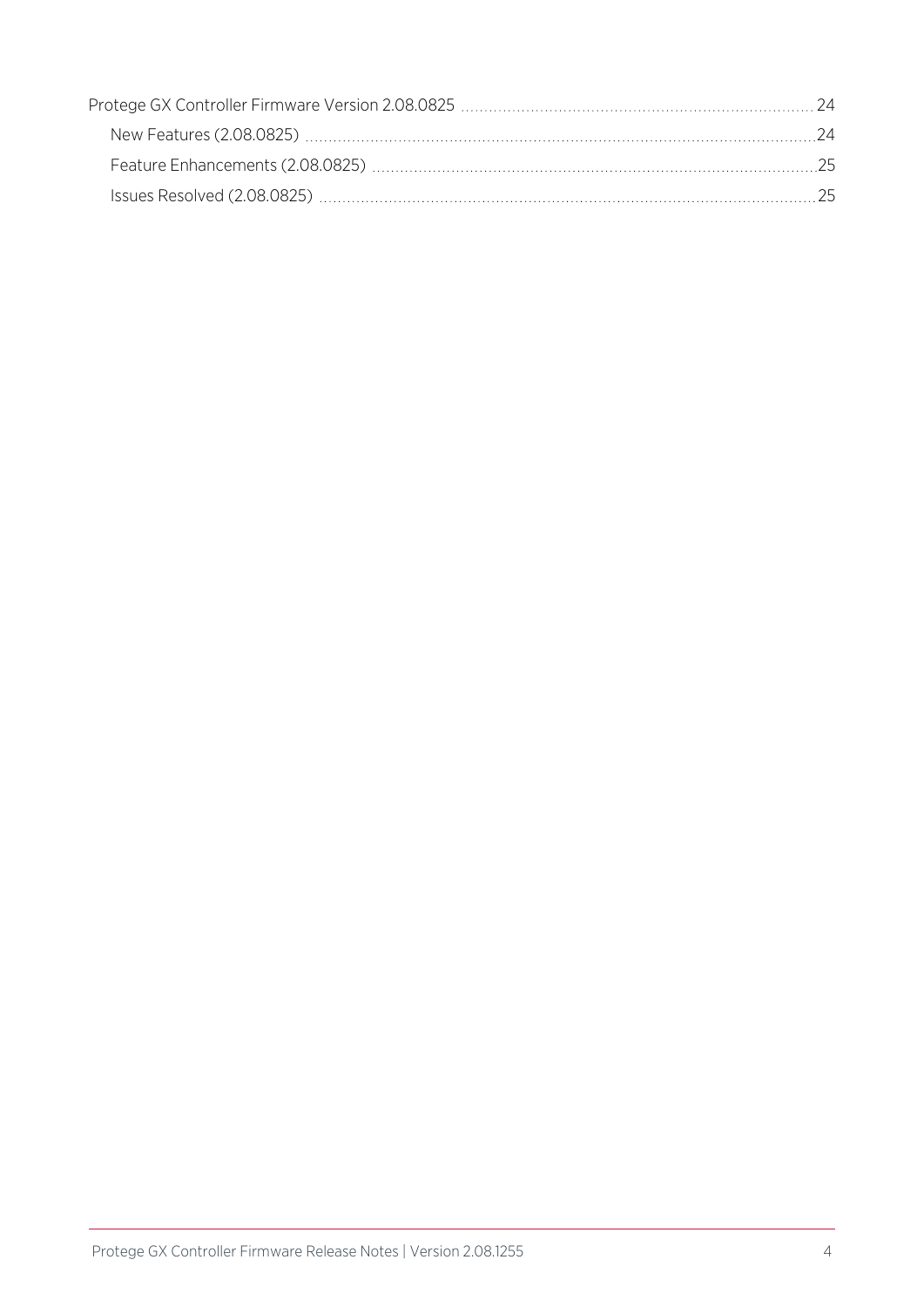Protege GX Controller Firmware Version 2.08.0825 ........................................................................ 24

- New Features (2.08.0825) ........................................................................................................ 24
- Feature Enhancements (2.08.0825) ........................................................................................ 25
- Issues Resolved (2.08.0825) ................................................................................................... 25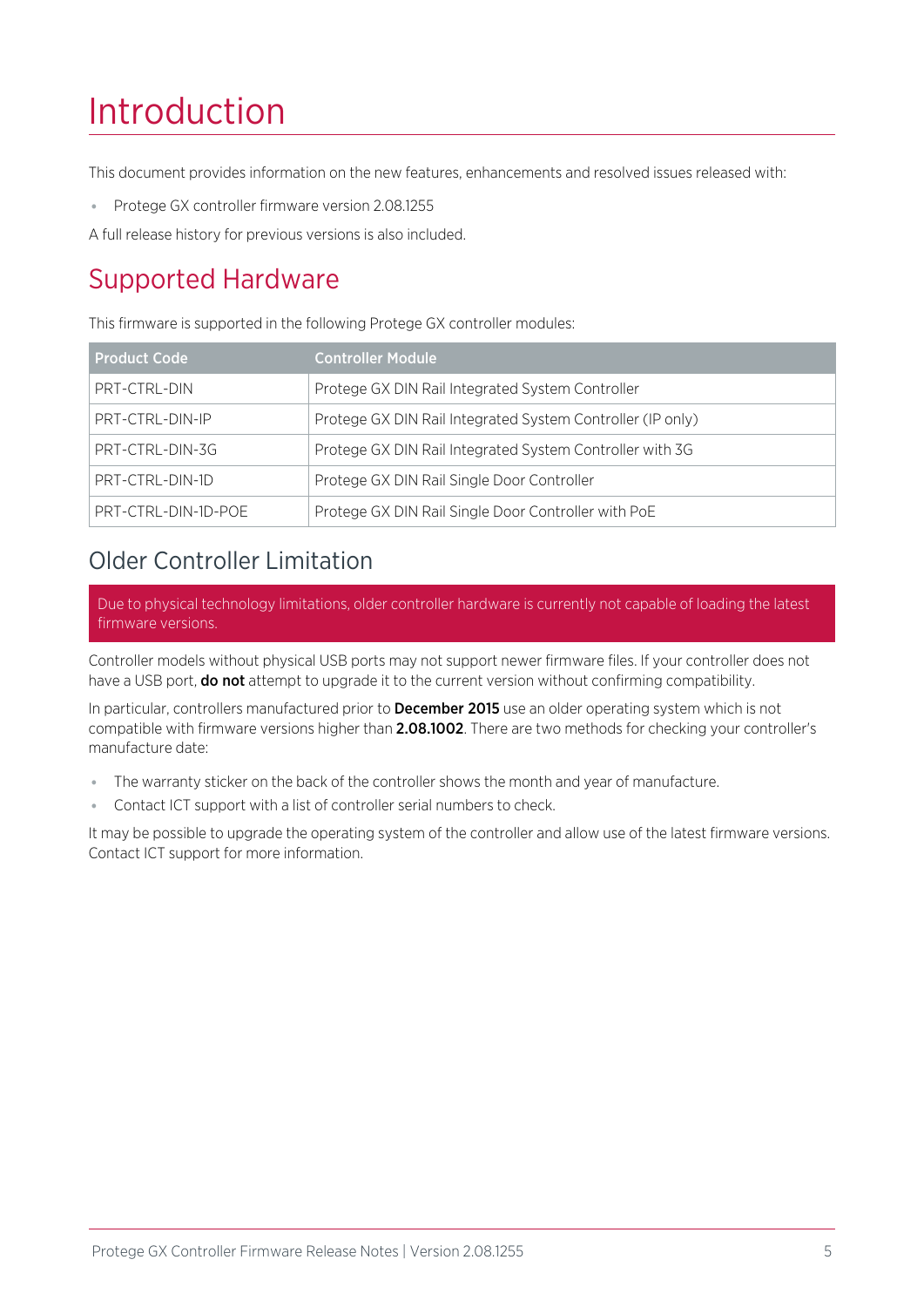# Introduction

This document provides information on the new features, enhancements and resolved issues released with:

- Protege GX controller firmware version 2.08.1255

A full release history for previous versions is also included.

## Supported Hardware

This firmware is supported in the following Protege GX controller modules:

| Product Code | Controller Module |
|---|---|
| PRT-CTRL-DIN | Protege GX DIN Rail Integrated System Controller |
| PRT-CTRL-DIN-IP | Protege GX DIN Rail Integrated System Controller (IP only) |
| PRT-CTRL-DIN-3G | Protege GX DIN Rail Integrated System Controller with 3G |
| PRT-CTRL-DIN-1D | Protege GX DIN Rail Single Door Controller |
| PRT-CTRL-DIN-1D-POE | Protege GX DIN Rail Single Door Controller with PoE |

### Older Controller Limitation

Due to physical technology limitations, older controller hardware is currently not capable of loading the latest firmware versions.

Controller models without physical USB ports may not support newer firmware files. If your controller does not have a USB port, **do not** attempt to upgrade it to the current version without confirming compatibility.

In particular, controllers manufactured prior to **December 2015** use an older operating system which is not compatible with firmware versions higher than **2.08.1002**. There are two methods for checking your controller's manufacture date:

- The warranty sticker on the back of the controller shows the month and year of manufacture.
- Contact ICT support with a list of controller serial numbers to check.

It may be possible to upgrade the operating system of the controller and allow use of the latest firmware versions. Contact ICT support for more information.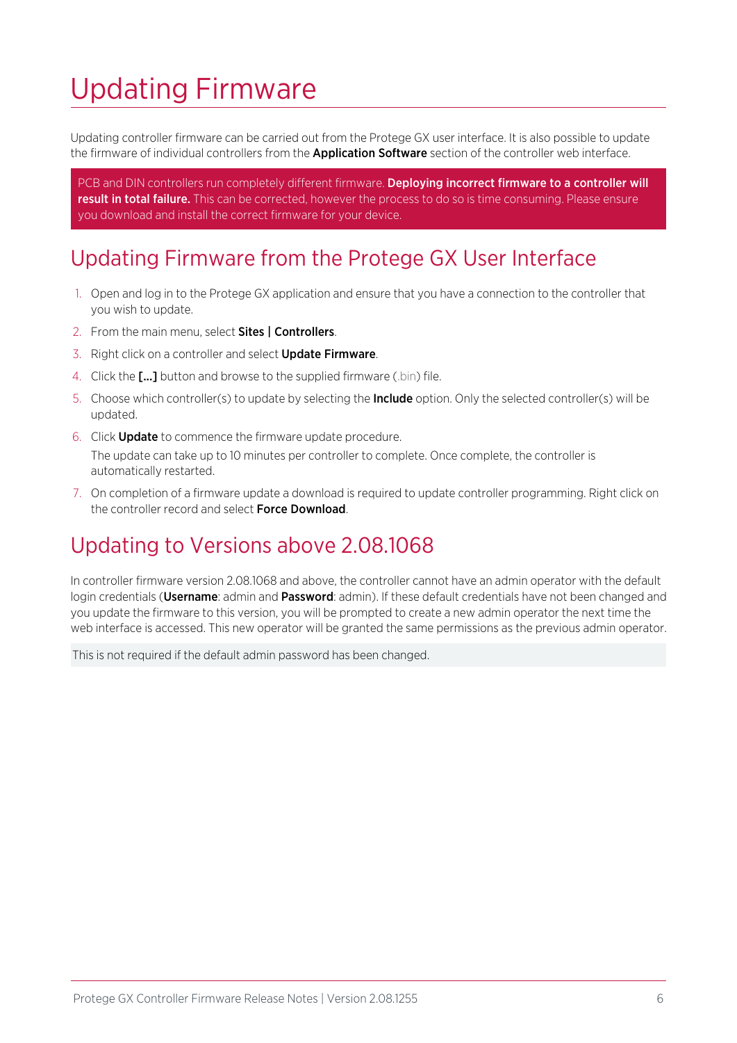# Updating Firmware

Updating controller firmware can be carried out from the Protege GX user interface. It is also possible to update the firmware of individual controllers from the **Application Software** section of the controller web interface.

PCB and DIN controllers run completely different firmware. **Deploying incorrect firmware to a controller will result in total failure.** This can be corrected, however the process to do so is time consuming. Please ensure you download and install the correct firmware for your device.

## Updating Firmware from the Protege GX User Interface

1. Open and log in to the Protege GX application and ensure that you have a connection to the controller that you wish to update.
2. From the main menu, select **Sites | Controllers**.
3. Right click on a controller and select **Update Firmware**.
4. Click the **[...]** button and browse to the supplied firmware (.bin) file.
5. Choose which controller(s) to update by selecting the **Include** option. Only the selected controller(s) will be updated.
6. Click **Update** to commence the firmware update procedure.

   The update can take up to 10 minutes per controller to complete. Once complete, the controller is automatically restarted.
7. On completion of a firmware update a download is required to update controller programming. Right click on the controller record and select **Force Download**.

## Updating to Versions above 2.08.1068

In controller firmware version 2.08.1068 and above, the controller cannot have an admin operator with the default login credentials (**Username**: admin and **Password**: admin). If these default credentials have not been changed and you update the firmware to this version, you will be prompted to create a new admin operator the next time the web interface is accessed. This new operator will be granted the same permissions as the previous admin operator.

This is not required if the default admin password has been changed.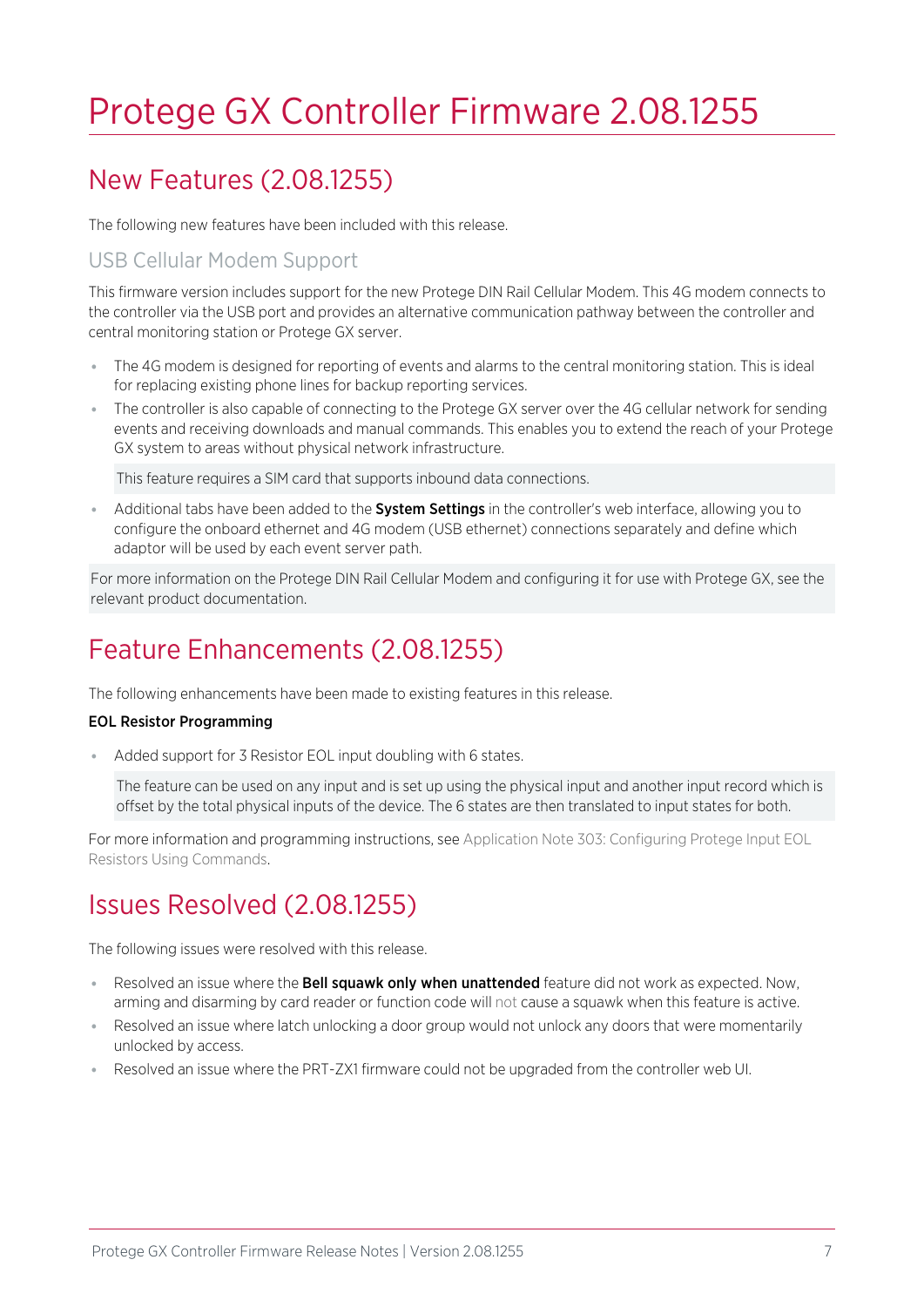# Protege GX Controller Firmware 2.08.1255

## New Features (2.08.1255)

The following new features have been included with this release.

### USB Cellular Modem Support

This firmware version includes support for the new Protege DIN Rail Cellular Modem. This 4G modem connects to the controller via the USB port and provides an alternative communication pathway between the controller and central monitoring station or Protege GX server.

- The 4G modem is designed for reporting of events and alarms to the central monitoring station. This is ideal for replacing existing phone lines for backup reporting services.
- The controller is also capable of connecting to the Protege GX server over the 4G cellular network for sending events and receiving downloads and manual commands. This enables you to extend the reach of your Protege GX system to areas without physical network infrastructure.

  This feature requires a SIM card that supports inbound data connections.

- Additional tabs have been added to the **System Settings** in the controller's web interface, allowing you to configure the onboard ethernet and 4G modem (USB ethernet) connections separately and define which adaptor will be used by each event server path.

For more information on the Protege DIN Rail Cellular Modem and configuring it for use with Protege GX, see the relevant product documentation.

## Feature Enhancements (2.08.1255)

The following enhancements have been made to existing features in this release.

**EOL Resistor Programming**

- Added support for 3 Resistor EOL input doubling with 6 states.

  The feature can be used on any input and is set up using the physical input and another input record which is offset by the total physical inputs of the device. The 6 states are then translated to input states for both.

For more information and programming instructions, see Application Note 303: Configuring Protege Input EOL Resistors Using Commands.

## Issues Resolved (2.08.1255)

The following issues were resolved with this release.

- Resolved an issue where the **Bell squawk only when unattended** feature did not work as expected. Now, arming and disarming by card reader or function code will not cause a squawk when this feature is active.
- Resolved an issue where latch unlocking a door group would not unlock any doors that were momentarily unlocked by access.
- Resolved an issue where the PRT-ZX1 firmware could not be upgraded from the controller web UI.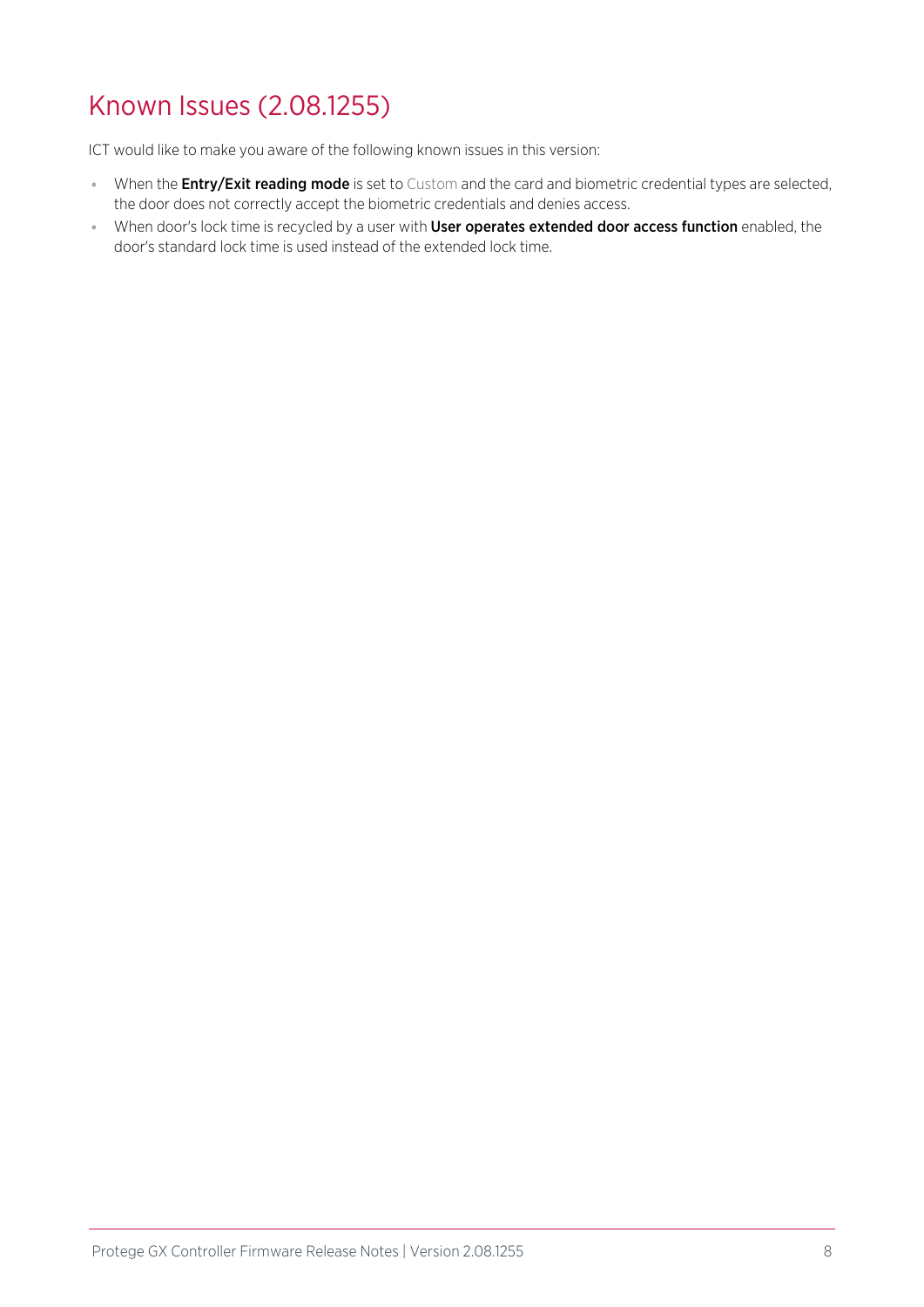## Known Issues (2.08.1255)

ICT would like to make you aware of the following known issues in this version:

- When the **Entry/Exit reading mode** is set to Custom and the card and biometric credential types are selected, the door does not correctly accept the biometric credentials and denies access.
- When door's lock time is recycled by a user with **User operates extended door access function** enabled, the door's standard lock time is used instead of the extended lock time.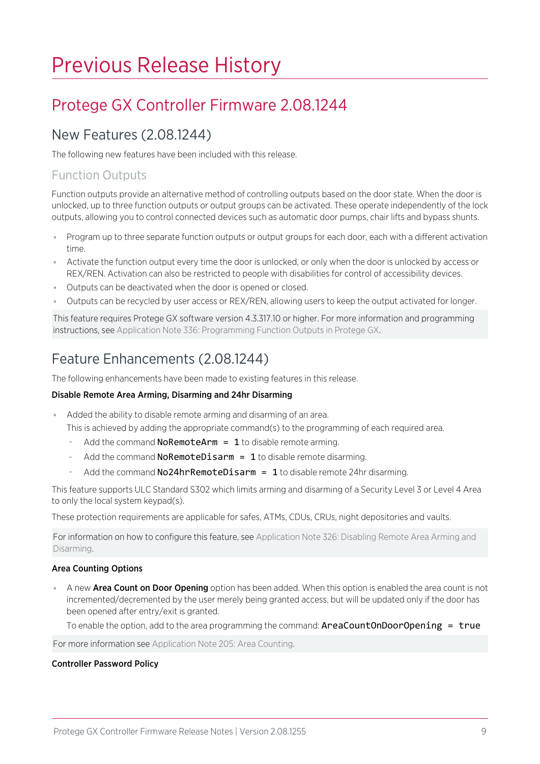# Previous Release History

## Protege GX Controller Firmware 2.08.1244

### New Features (2.08.1244)

The following new features have been included with this release.

#### Function Outputs

Function outputs provide an alternative method of controlling outputs based on the door state. When the door is unlocked, up to three function outputs or output groups can be activated. These operate independently of the lock outputs, allowing you to control connected devices such as automatic door pumps, chair lifts and bypass shunts.

- Program up to three separate function outputs or output groups for each door, each with a different activation time.
- Activate the function output every time the door is unlocked, or only when the door is unlocked by access or REX/REN. Activation can also be restricted to people with disabilities for control of accessibility devices.
- Outputs can be deactivated when the door is opened or closed.
- Outputs can be recycled by user access or REX/REN, allowing users to keep the output activated for longer.

This feature requires Protege GX software version 4.3.317.10 or higher. For more information and programming instructions, see Application Note 336: Programming Function Outputs in Protege GX.

### Feature Enhancements (2.08.1244)

The following enhancements have been made to existing features in this release.

**Disable Remote Area Arming, Disarming and 24hr Disarming**

- Added the ability to disable remote arming and disarming of an area.
  This is achieved by adding the appropriate command(s) to the programming of each required area.
  - Add the command `NoRemoteArm = 1` to disable remote arming.
  - Add the command `NoRemoteDisarm = 1` to disable remote disarming.
  - Add the command `No24hrRemoteDisarm = 1` to disable remote 24hr disarming.

This feature supports ULC Standard S302 which limits arming and disarming of a Security Level 3 or Level 4 Area to only the local system keypad(s).

These protection requirements are applicable for safes, ATMs, CDUs, CRUs, night depositories and vaults.

For information on how to configure this feature, see Application Note 326: Disabling Remote Area Arming and Disarming.

**Area Counting Options**

- A new **Area Count on Door Opening** option has been added. When this option is enabled the area count is not incremented/decremented by the user merely being granted access, but will be updated only if the door has been opened after entry/exit is granted.
  To enable the option, add to the area programming the command: `AreaCountOnDoorOpening = true`

For more information see Application Note 205: Area Counting.

**Controller Password Policy**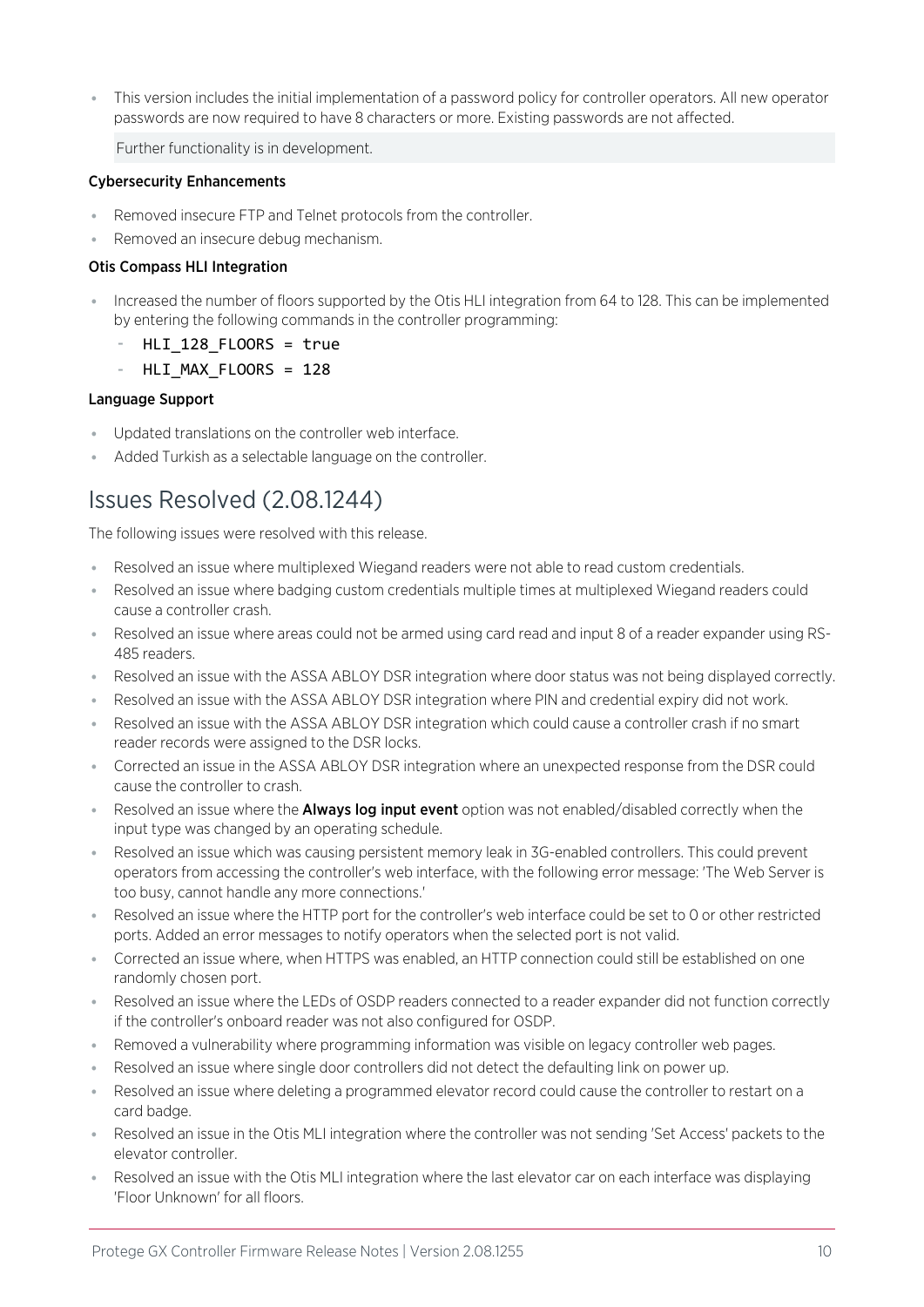- This version includes the initial implementation of a password policy for controller operators. All new operator passwords are now required to have 8 characters or more. Existing passwords are not affected.

  Further functionality is in development.

**Cybersecurity Enhancements**

- Removed insecure FTP and Telnet protocols from the controller.
- Removed an insecure debug mechanism.

**Otis Compass HLI Integration**

- Increased the number of floors supported by the Otis HLI integration from 64 to 128. This can be implemented by entering the following commands in the controller programming:
  - `HLI_128_FLOORS = true`
  - `HLI_MAX_FLOORS = 128`

**Language Support**

- Updated translations on the controller web interface.
- Added Turkish as a selectable language on the controller.

## Issues Resolved (2.08.1244)

The following issues were resolved with this release.

- Resolved an issue where multiplexed Wiegand readers were not able to read custom credentials.
- Resolved an issue where badging custom credentials multiple times at multiplexed Wiegand readers could cause a controller crash.
- Resolved an issue where areas could not be armed using card read and input 8 of a reader expander using RS-485 readers.
- Resolved an issue with the ASSA ABLOY DSR integration where door status was not being displayed correctly.
- Resolved an issue with the ASSA ABLOY DSR integration where PIN and credential expiry did not work.
- Resolved an issue with the ASSA ABLOY DSR integration which could cause a controller crash if no smart reader records were assigned to the DSR locks.
- Corrected an issue in the ASSA ABLOY DSR integration where an unexpected response from the DSR could cause the controller to crash.
- Resolved an issue where the **Always log input event** option was not enabled/disabled correctly when the input type was changed by an operating schedule.
- Resolved an issue which was causing persistent memory leak in 3G-enabled controllers. This could prevent operators from accessing the controller's web interface, with the following error message: 'The Web Server is too busy, cannot handle any more connections.'
- Resolved an issue where the HTTP port for the controller's web interface could be set to 0 or other restricted ports. Added an error messages to notify operators when the selected port is not valid.
- Corrected an issue where, when HTTPS was enabled, an HTTP connection could still be established on one randomly chosen port.
- Resolved an issue where the LEDs of OSDP readers connected to a reader expander did not function correctly if the controller's onboard reader was not also configured for OSDP.
- Removed a vulnerability where programming information was visible on legacy controller web pages.
- Resolved an issue where single door controllers did not detect the defaulting link on power up.
- Resolved an issue where deleting a programmed elevator record could cause the controller to restart on a card badge.
- Resolved an issue in the Otis MLI integration where the controller was not sending 'Set Access' packets to the elevator controller.
- Resolved an issue with the Otis MLI integration where the last elevator car on each interface was displaying 'Floor Unknown' for all floors.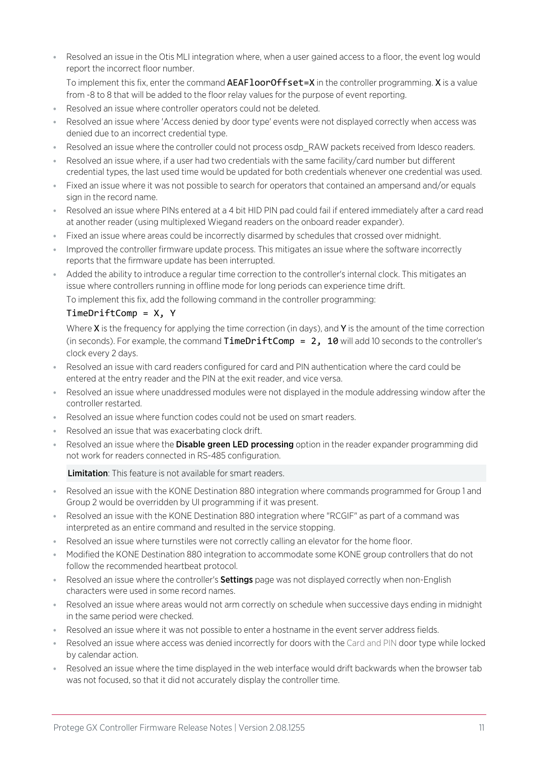- Resolved an issue in the Otis MLI integration where, when a user gained access to a floor, the event log would report the incorrect floor number.

  To implement this fix, enter the command `AEAFloorOffset=X` in the controller programming. **X** is a value from -8 to 8 that will be added to the floor relay values for the purpose of event reporting.

- Resolved an issue where controller operators could not be deleted.
- Resolved an issue where 'Access denied by door type' events were not displayed correctly when access was denied due to an incorrect credential type.
- Resolved an issue where the controller could not process osdp_RAW packets received from Idesco readers.
- Resolved an issue where, if a user had two credentials with the same facility/card number but different credential types, the last used time would be updated for both credentials whenever one credential was used.
- Fixed an issue where it was not possible to search for operators that contained an ampersand and/or equals sign in the record name.
- Resolved an issue where PINs entered at a 4 bit HID PIN pad could fail if entered immediately after a card read at another reader (using multiplexed Wiegand readers on the onboard reader expander).
- Fixed an issue where areas could be incorrectly disarmed by schedules that crossed over midnight.
- Improved the controller firmware update process. This mitigates an issue where the software incorrectly reports that the firmware update has been interrupted.
- Added the ability to introduce a regular time correction to the controller's internal clock. This mitigates an issue where controllers running in offline mode for long periods can experience time drift.

  To implement this fix, add the following command in the controller programming:

  ```
  TimeDriftComp = X, Y
  ```

  Where **X** is the frequency for applying the time correction (in days), and **Y** is the amount of the time correction (in seconds). For example, the command `TimeDriftComp = 2, 10` will add 10 seconds to the controller's clock every 2 days.

- Resolved an issue with card readers configured for card and PIN authentication where the card could be entered at the entry reader and the PIN at the exit reader, and vice versa.
- Resolved an issue where unaddressed modules were not displayed in the module addressing window after the controller restarted.
- Resolved an issue where function codes could not be used on smart readers.
- Resolved an issue that was exacerbating clock drift.
- Resolved an issue where the **Disable green LED processing** option in the reader expander programming did not work for readers connected in RS-485 configuration.

  **Limitation**: This feature is not available for smart readers.

- Resolved an issue with the KONE Destination 880 integration where commands programmed for Group 1 and Group 2 would be overridden by UI programming if it was present.
- Resolved an issue with the KONE Destination 880 integration where "RCGIF" as part of a command was interpreted as an entire command and resulted in the service stopping.
- Resolved an issue where turnstiles were not correctly calling an elevator for the home floor.
- Modified the KONE Destination 880 integration to accommodate some KONE group controllers that do not follow the recommended heartbeat protocol.
- Resolved an issue where the controller's **Settings** page was not displayed correctly when non-English characters were used in some record names.
- Resolved an issue where areas would not arm correctly on schedule when successive days ending in midnight in the same period were checked.
- Resolved an issue where it was not possible to enter a hostname in the event server address fields.
- Resolved an issue where access was denied incorrectly for doors with the Card and PIN door type while locked by calendar action.
- Resolved an issue where the time displayed in the web interface would drift backwards when the browser tab was not focused, so that it did not accurately display the controller time.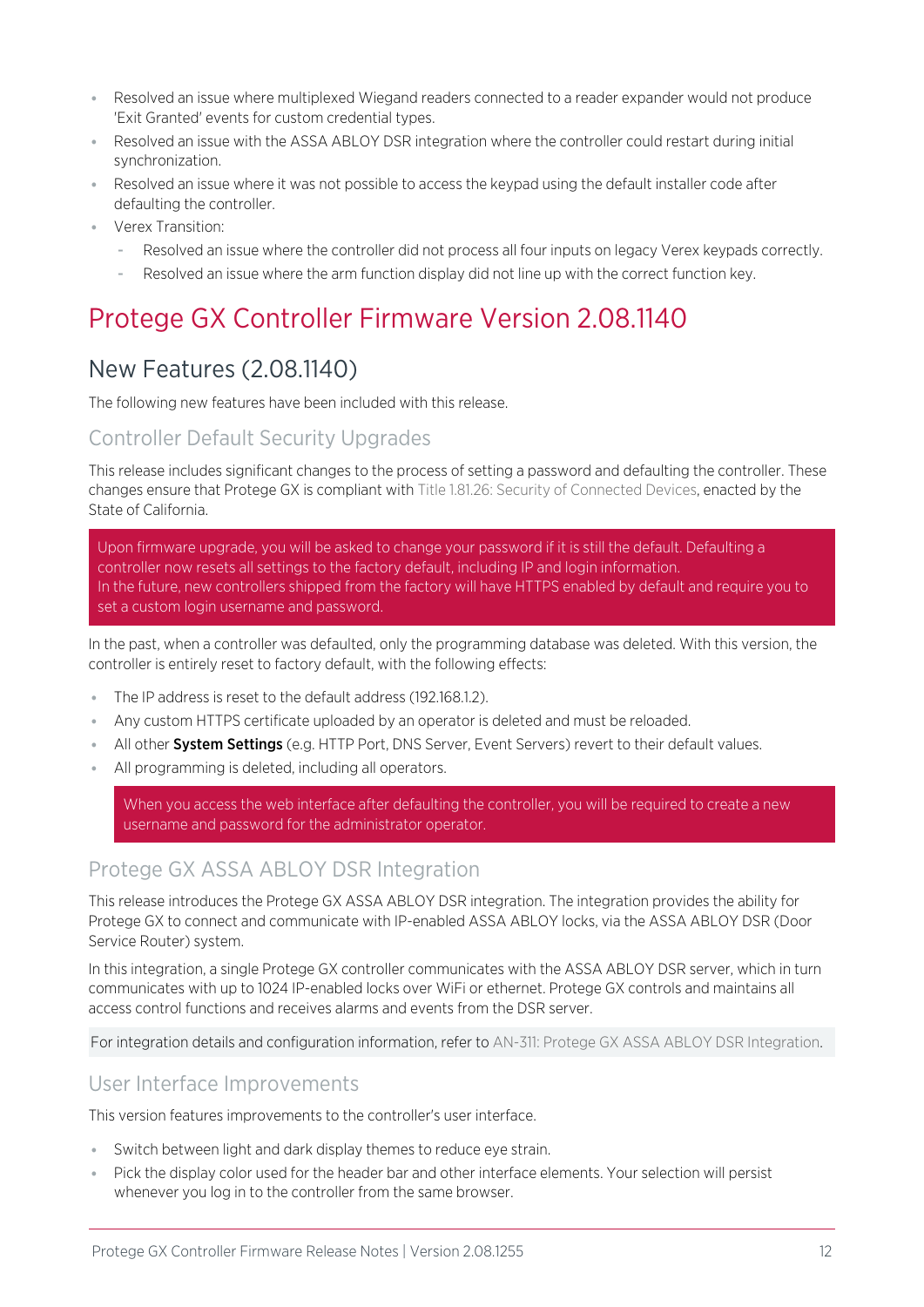- Resolved an issue where multiplexed Wiegand readers connected to a reader expander would not produce 'Exit Granted' events for custom credential types.
- Resolved an issue with the ASSA ABLOY DSR integration where the controller could restart during initial synchronization.
- Resolved an issue where it was not possible to access the keypad using the default installer code after defaulting the controller.
- Verex Transition:
  - Resolved an issue where the controller did not process all four inputs on legacy Verex keypads correctly.
  - Resolved an issue where the arm function display did not line up with the correct function key.

# Protege GX Controller Firmware Version 2.08.1140

## New Features (2.08.1140)

The following new features have been included with this release.

### Controller Default Security Upgrades

This release includes significant changes to the process of setting a password and defaulting the controller. These changes ensure that Protege GX is compliant with Title 1.81.26: Security of Connected Devices, enacted by the State of California.

> Upon firmware upgrade, you will be asked to change your password if it is still the default. Defaulting a controller now resets all settings to the factory default, including IP and login information.
> In the future, new controllers shipped from the factory will have HTTPS enabled by default and require you to set a custom login username and password.

In the past, when a controller was defaulted, only the programming database was deleted. With this version, the controller is entirely reset to factory default, with the following effects:

- The IP address is reset to the default address (192.168.1.2).
- Any custom HTTPS certificate uploaded by an operator is deleted and must be reloaded.
- All other **System Settings** (e.g. HTTP Port, DNS Server, Event Servers) revert to their default values.
- All programming is deleted, including all operators.

> When you access the web interface after defaulting the controller, you will be required to create a new username and password for the administrator operator.

### Protege GX ASSA ABLOY DSR Integration

This release introduces the Protege GX ASSA ABLOY DSR integration. The integration provides the ability for Protege GX to connect and communicate with IP-enabled ASSA ABLOY locks, via the ASSA ABLOY DSR (Door Service Router) system.

In this integration, a single Protege GX controller communicates with the ASSA ABLOY DSR server, which in turn communicates with up to 1024 IP-enabled locks over WiFi or ethernet. Protege GX controls and maintains all access control functions and receives alarms and events from the DSR server.

For integration details and configuration information, refer to AN-311: Protege GX ASSA ABLOY DSR Integration.

### User Interface Improvements

This version features improvements to the controller's user interface.

- Switch between light and dark display themes to reduce eye strain.
- Pick the display color used for the header bar and other interface elements. Your selection will persist whenever you log in to the controller from the same browser.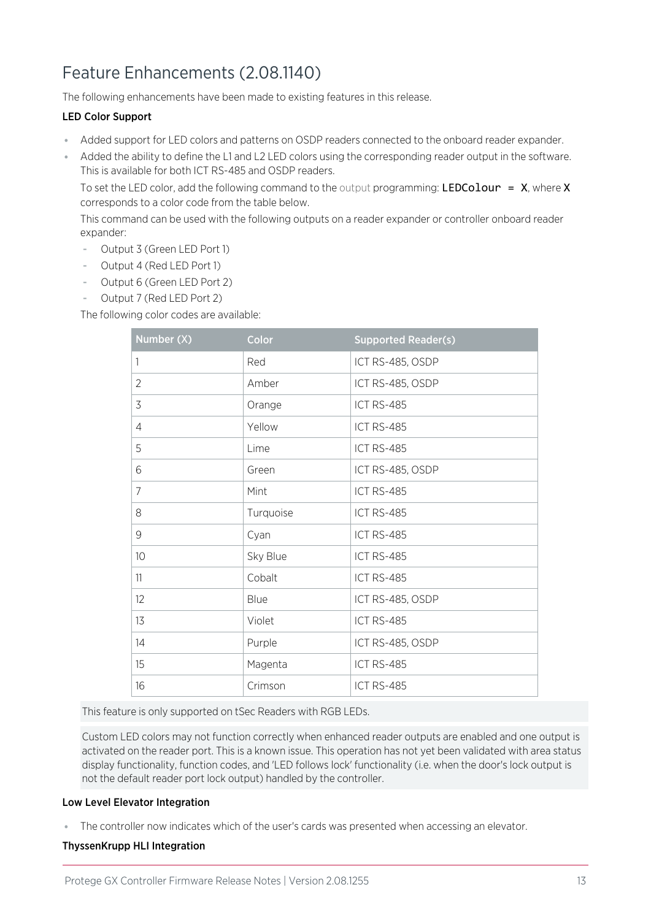# Feature Enhancements (2.08.1140)

The following enhancements have been made to existing features in this release.

### LED Color Support

- Added support for LED colors and patterns on OSDP readers connected to the onboard reader expander.
- Added the ability to define the L1 and L2 LED colors using the corresponding reader output in the software. This is available for both ICT RS-485 and OSDP readers.

  To set the LED color, add the following command to the output programming: `LEDColour = X`, where `X` corresponds to a color code from the table below.

  This command can be used with the following outputs on a reader expander or controller onboard reader expander:

  - Output 3 (Green LED Port 1)
  - Output 4 (Red LED Port 1)
  - Output 6 (Green LED Port 2)
  - Output 7 (Red LED Port 2)

  The following color codes are available:

| Number (X) | Color | Supported Reader(s) |
|---|---|---|
| 1 | Red | ICT RS-485, OSDP |
| 2 | Amber | ICT RS-485, OSDP |
| 3 | Orange | ICT RS-485 |
| 4 | Yellow | ICT RS-485 |
| 5 | Lime | ICT RS-485 |
| 6 | Green | ICT RS-485, OSDP |
| 7 | Mint | ICT RS-485 |
| 8 | Turquoise | ICT RS-485 |
| 9 | Cyan | ICT RS-485 |
| 10 | Sky Blue | ICT RS-485 |
| 11 | Cobalt | ICT RS-485 |
| 12 | Blue | ICT RS-485, OSDP |
| 13 | Violet | ICT RS-485 |
| 14 | Purple | ICT RS-485, OSDP |
| 15 | Magenta | ICT RS-485 |
| 16 | Crimson | ICT RS-485 |

  This feature is only supported on tSec Readers with RGB LEDs.

  Custom LED colors may not function correctly when enhanced reader outputs are enabled and one output is activated on the reader port. This is a known issue. This operation has not yet been validated with area status display functionality, function codes, and 'LED follows lock' functionality (i.e. when the door's lock output is not the default reader port lock output) handled by the controller.

### Low Level Elevator Integration

- The controller now indicates which of the user's cards was presented when accessing an elevator.

### ThyssenKrupp HLI Integration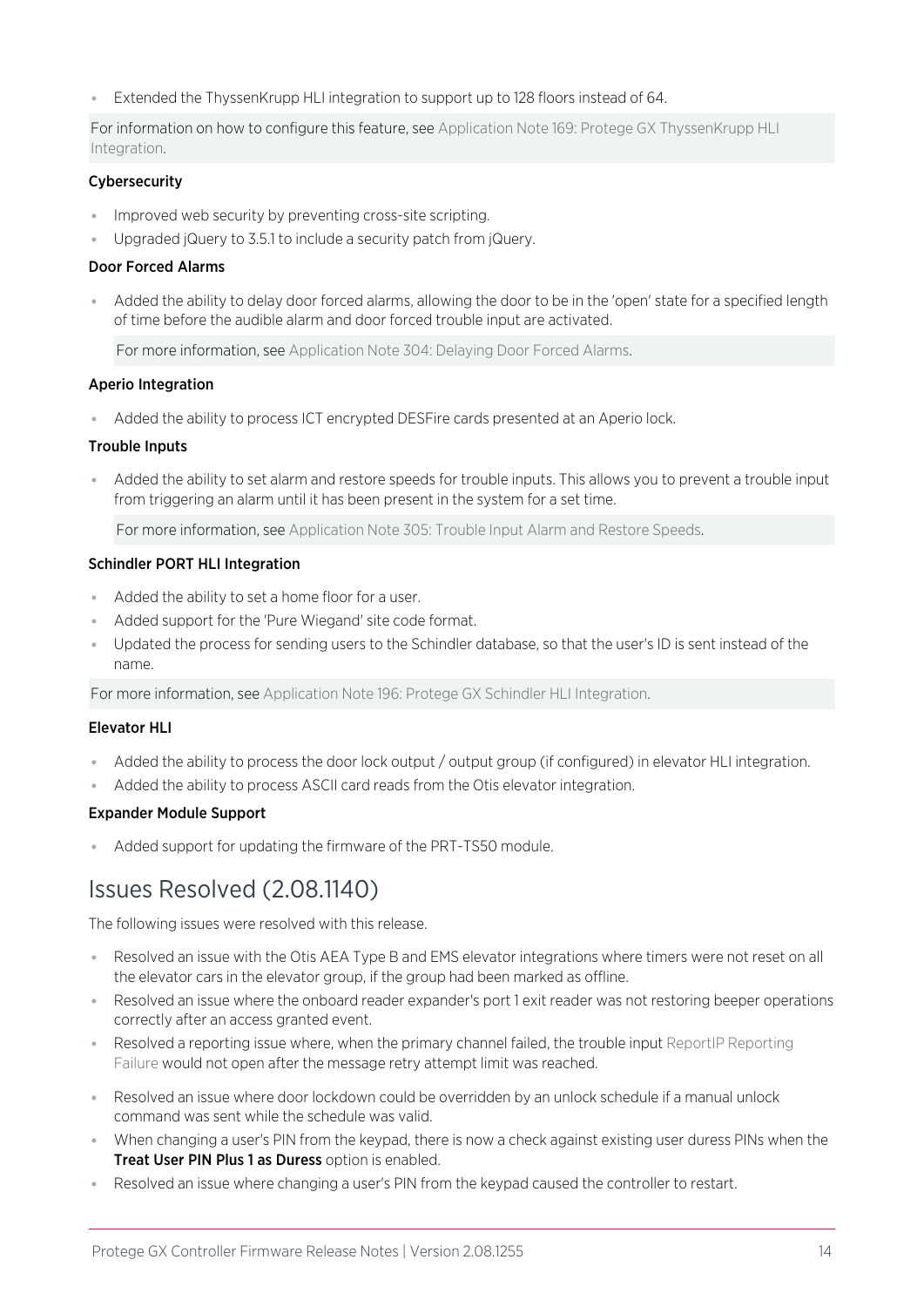- Extended the ThyssenKrupp HLI integration to support up to 128 floors instead of 64.

For information on how to configure this feature, see Application Note 169: Protege GX ThyssenKrupp HLI Integration.

#### Cybersecurity

- Improved web security by preventing cross-site scripting.
- Upgraded jQuery to 3.5.1 to include a security patch from jQuery.

#### Door Forced Alarms

- Added the ability to delay door forced alarms, allowing the door to be in the 'open' state for a specified length of time before the audible alarm and door forced trouble input are activated.

  For more information, see Application Note 304: Delaying Door Forced Alarms.

#### Aperio Integration

- Added the ability to process ICT encrypted DESFire cards presented at an Aperio lock.

#### Trouble Inputs

- Added the ability to set alarm and restore speeds for trouble inputs. This allows you to prevent a trouble input from triggering an alarm until it has been present in the system for a set time.

  For more information, see Application Note 305: Trouble Input Alarm and Restore Speeds.

#### Schindler PORT HLI Integration

- Added the ability to set a home floor for a user.
- Added support for the 'Pure Wiegand' site code format.
- Updated the process for sending users to the Schindler database, so that the user's ID is sent instead of the name.

For more information, see Application Note 196: Protege GX Schindler HLI Integration.

#### Elevator HLI

- Added the ability to process the door lock output / output group (if configured) in elevator HLI integration.
- Added the ability to process ASCII card reads from the Otis elevator integration.

#### Expander Module Support

- Added support for updating the firmware of the PRT-TS50 module.

## Issues Resolved (2.08.1140)

The following issues were resolved with this release.

- Resolved an issue with the Otis AEA Type B and EMS elevator integrations where timers were not reset on all the elevator cars in the elevator group, if the group had been marked as offline.
- Resolved an issue where the onboard reader expander's port 1 exit reader was not restoring beeper operations correctly after an access granted event.
- Resolved a reporting issue where, when the primary channel failed, the trouble input ReportIP Reporting Failure would not open after the message retry attempt limit was reached.
- Resolved an issue where door lockdown could be overridden by an unlock schedule if a manual unlock command was sent while the schedule was valid.
- When changing a user's PIN from the keypad, there is now a check against existing user duress PINs when the **Treat User PIN Plus 1 as Duress** option is enabled.
- Resolved an issue where changing a user's PIN from the keypad caused the controller to restart.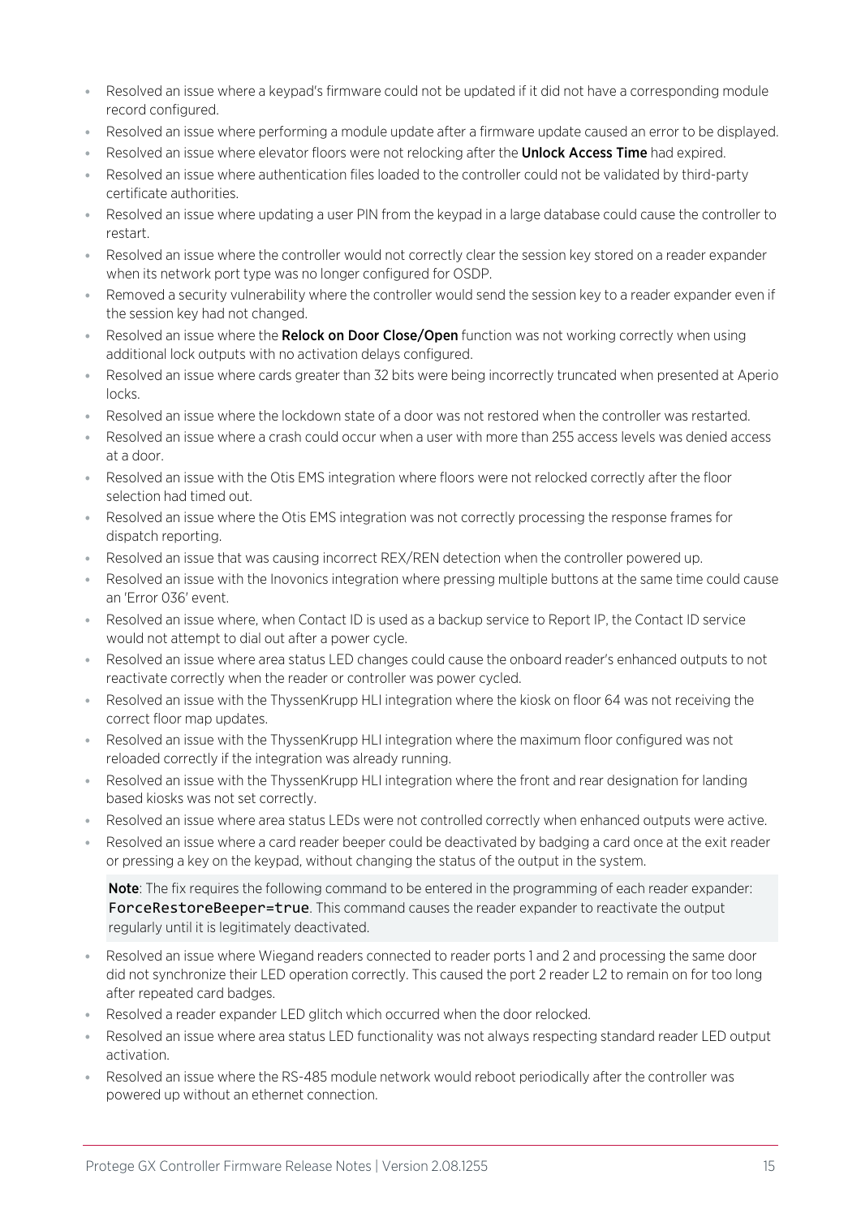- Resolved an issue where a keypad's firmware could not be updated if it did not have a corresponding module record configured.
- Resolved an issue where performing a module update after a firmware update caused an error to be displayed.
- Resolved an issue where elevator floors were not relocking after the **Unlock Access Time** had expired.
- Resolved an issue where authentication files loaded to the controller could not be validated by third-party certificate authorities.
- Resolved an issue where updating a user PIN from the keypad in a large database could cause the controller to restart.
- Resolved an issue where the controller would not correctly clear the session key stored on a reader expander when its network port type was no longer configured for OSDP.
- Removed a security vulnerability where the controller would send the session key to a reader expander even if the session key had not changed.
- Resolved an issue where the **Relock on Door Close/Open** function was not working correctly when using additional lock outputs with no activation delays configured.
- Resolved an issue where cards greater than 32 bits were being incorrectly truncated when presented at Aperio locks.
- Resolved an issue where the lockdown state of a door was not restored when the controller was restarted.
- Resolved an issue where a crash could occur when a user with more than 255 access levels was denied access at a door.
- Resolved an issue with the Otis EMS integration where floors were not relocked correctly after the floor selection had timed out.
- Resolved an issue where the Otis EMS integration was not correctly processing the response frames for dispatch reporting.
- Resolved an issue that was causing incorrect REX/REN detection when the controller powered up.
- Resolved an issue with the Inovonics integration where pressing multiple buttons at the same time could cause an 'Error 036' event.
- Resolved an issue where, when Contact ID is used as a backup service to Report IP, the Contact ID service would not attempt to dial out after a power cycle.
- Resolved an issue where area status LED changes could cause the onboard reader's enhanced outputs to not reactivate correctly when the reader or controller was power cycled.
- Resolved an issue with the ThyssenKrupp HLI integration where the kiosk on floor 64 was not receiving the correct floor map updates.
- Resolved an issue with the ThyssenKrupp HLI integration where the maximum floor configured was not reloaded correctly if the integration was already running.
- Resolved an issue with the ThyssenKrupp HLI integration where the front and rear designation for landing based kiosks was not set correctly.
- Resolved an issue where area status LEDs were not controlled correctly when enhanced outputs were active.
- Resolved an issue where a card reader beeper could be deactivated by badging a card once at the exit reader or pressing a key on the keypad, without changing the status of the output in the system.

  **Note**: The fix requires the following command to be entered in the programming of each reader expander: `ForceRestoreBeeper=true`. This command causes the reader expander to reactivate the output regularly until it is legitimately deactivated.

- Resolved an issue where Wiegand readers connected to reader ports 1 and 2 and processing the same door did not synchronize their LED operation correctly. This caused the port 2 reader L2 to remain on for too long after repeated card badges.
- Resolved a reader expander LED glitch which occurred when the door relocked.
- Resolved an issue where area status LED functionality was not always respecting standard reader LED output activation.
- Resolved an issue where the RS-485 module network would reboot periodically after the controller was powered up without an ethernet connection.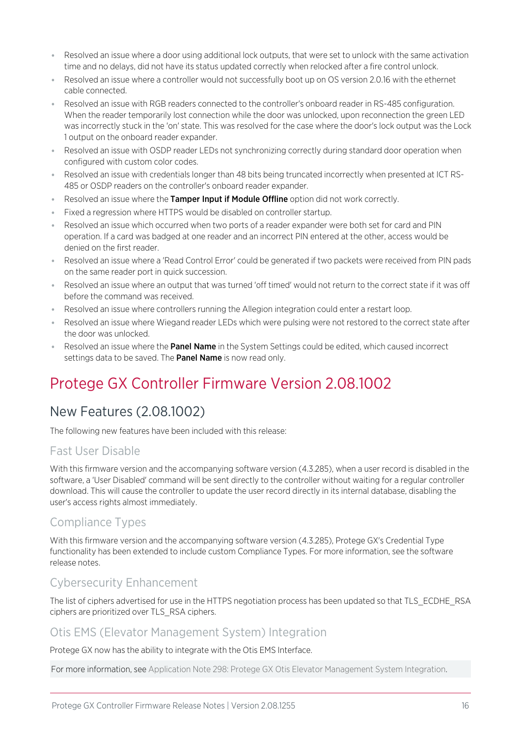- Resolved an issue where a door using additional lock outputs, that were set to unlock with the same activation time and no delays, did not have its status updated correctly when relocked after a fire control unlock.
- Resolved an issue where a controller would not successfully boot up on OS version 2.0.16 with the ethernet cable connected.
- Resolved an issue with RGB readers connected to the controller's onboard reader in RS-485 configuration. When the reader temporarily lost connection while the door was unlocked, upon reconnection the green LED was incorrectly stuck in the 'on' state. This was resolved for the case where the door's lock output was the Lock 1 output on the onboard reader expander.
- Resolved an issue with OSDP reader LEDs not synchronizing correctly during standard door operation when configured with custom color codes.
- Resolved an issue with credentials longer than 48 bits being truncated incorrectly when presented at ICT RS-485 or OSDP readers on the controller's onboard reader expander.
- Resolved an issue where the **Tamper Input if Module Offline** option did not work correctly.
- Fixed a regression where HTTPS would be disabled on controller startup.
- Resolved an issue which occurred when two ports of a reader expander were both set for card and PIN operation. If a card was badged at one reader and an incorrect PIN entered at the other, access would be denied on the first reader.
- Resolved an issue where a 'Read Control Error' could be generated if two packets were received from PIN pads on the same reader port in quick succession.
- Resolved an issue where an output that was turned 'off timed' would not return to the correct state if it was off before the command was received.
- Resolved an issue where controllers running the Allegion integration could enter a restart loop.
- Resolved an issue where Wiegand reader LEDs which were pulsing were not restored to the correct state after the door was unlocked.
- Resolved an issue where the **Panel Name** in the System Settings could be edited, which caused incorrect settings data to be saved. The **Panel Name** is now read only.

# Protege GX Controller Firmware Version 2.08.1002

## New Features (2.08.1002)

The following new features have been included with this release:

### Fast User Disable

With this firmware version and the accompanying software version (4.3.285), when a user record is disabled in the software, a 'User Disabled' command will be sent directly to the controller without waiting for a regular controller download. This will cause the controller to update the user record directly in its internal database, disabling the user's access rights almost immediately.

### Compliance Types

With this firmware version and the accompanying software version (4.3.285), Protege GX's Credential Type functionality has been extended to include custom Compliance Types. For more information, see the software release notes.

### Cybersecurity Enhancement

The list of ciphers advertised for use in the HTTPS negotiation process has been updated so that TLS_ECDHE_RSA ciphers are prioritized over TLS_RSA ciphers.

### Otis EMS (Elevator Management System) Integration

Protege GX now has the ability to integrate with the Otis EMS Interface.

For more information, see Application Note 298: Protege GX Otis Elevator Management System Integration.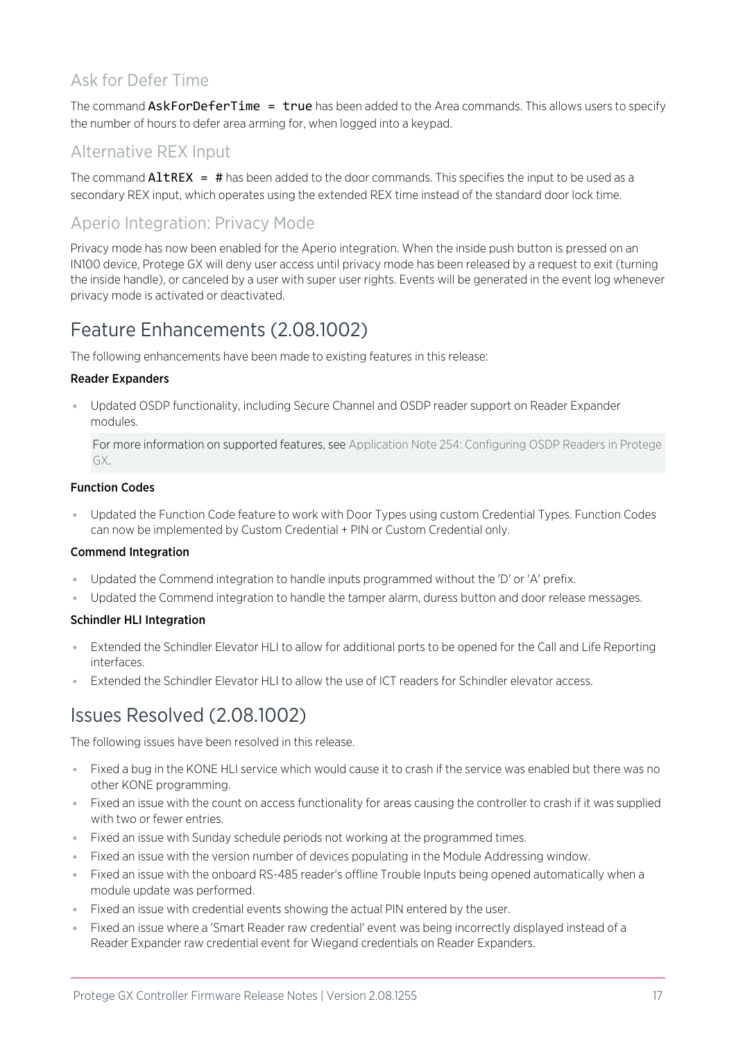### Ask for Defer Time

The command `AskForDeferTime = true` has been added to the Area commands. This allows users to specify the number of hours to defer area arming for, when logged into a keypad.

### Alternative REX Input

The command `AltREX = #` has been added to the door commands. This specifies the input to be used as a secondary REX input, which operates using the extended REX time instead of the standard door lock time.

### Aperio Integration: Privacy Mode

Privacy mode has now been enabled for the Aperio integration. When the inside push button is pressed on an IN100 device, Protege GX will deny user access until privacy mode has been released by a request to exit (turning the inside handle), or canceled by a user with super user rights. Events will be generated in the event log whenever privacy mode is activated or deactivated.

## Feature Enhancements (2.08.1002)

The following enhancements have been made to existing features in this release:

**Reader Expanders**

- Updated OSDP functionality, including Secure Channel and OSDP reader support on Reader Expander modules.

  For more information on supported features, see Application Note 254: Configuring OSDP Readers in Protege GX.

**Function Codes**

- Updated the Function Code feature to work with Door Types using custom Credential Types. Function Codes can now be implemented by Custom Credential + PIN or Custom Credential only.

**Commend Integration**

- Updated the Commend integration to handle inputs programmed without the 'D' or 'A' prefix.
- Updated the Commend integration to handle the tamper alarm, duress button and door release messages.

**Schindler HLI Integration**

- Extended the Schindler Elevator HLI to allow for additional ports to be opened for the Call and Life Reporting interfaces.
- Extended the Schindler Elevator HLI to allow the use of ICT readers for Schindler elevator access.

## Issues Resolved (2.08.1002)

The following issues have been resolved in this release.

- Fixed a bug in the KONE HLI service which would cause it to crash if the service was enabled but there was no other KONE programming.
- Fixed an issue with the count on access functionality for areas causing the controller to crash if it was supplied with two or fewer entries.
- Fixed an issue with Sunday schedule periods not working at the programmed times.
- Fixed an issue with the version number of devices populating in the Module Addressing window.
- Fixed an issue with the onboard RS-485 reader's offline Trouble Inputs being opened automatically when a module update was performed.
- Fixed an issue with credential events showing the actual PIN entered by the user.
- Fixed an issue where a 'Smart Reader raw credential' event was being incorrectly displayed instead of a Reader Expander raw credential event for Wiegand credentials on Reader Expanders.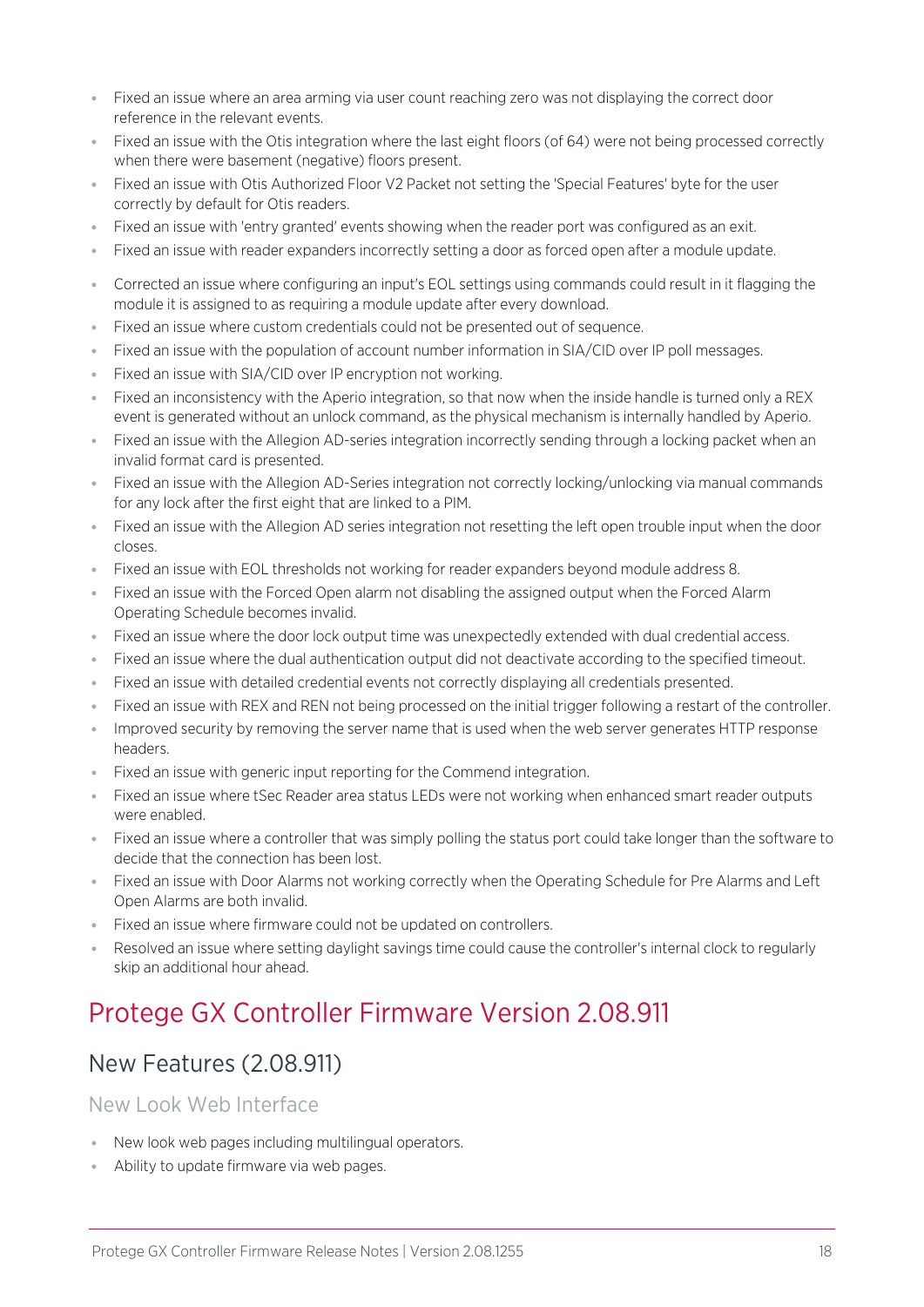- Fixed an issue where an area arming via user count reaching zero was not displaying the correct door reference in the relevant events.
- Fixed an issue with the Otis integration where the last eight floors (of 64) were not being processed correctly when there were basement (negative) floors present.
- Fixed an issue with Otis Authorized Floor V2 Packet not setting the 'Special Features' byte for the user correctly by default for Otis readers.
- Fixed an issue with 'entry granted' events showing when the reader port was configured as an exit.
- Fixed an issue with reader expanders incorrectly setting a door as forced open after a module update.
- Corrected an issue where configuring an input's EOL settings using commands could result in it flagging the module it is assigned to as requiring a module update after every download.
- Fixed an issue where custom credentials could not be presented out of sequence.
- Fixed an issue with the population of account number information in SIA/CID over IP poll messages.
- Fixed an issue with SIA/CID over IP encryption not working.
- Fixed an inconsistency with the Aperio integration, so that now when the inside handle is turned only a REX event is generated without an unlock command, as the physical mechanism is internally handled by Aperio.
- Fixed an issue with the Allegion AD-series integration incorrectly sending through a locking packet when an invalid format card is presented.
- Fixed an issue with the Allegion AD-Series integration not correctly locking/unlocking via manual commands for any lock after the first eight that are linked to a PIM.
- Fixed an issue with the Allegion AD series integration not resetting the left open trouble input when the door closes.
- Fixed an issue with EOL thresholds not working for reader expanders beyond module address 8.
- Fixed an issue with the Forced Open alarm not disabling the assigned output when the Forced Alarm Operating Schedule becomes invalid.
- Fixed an issue where the door lock output time was unexpectedly extended with dual credential access.
- Fixed an issue where the dual authentication output did not deactivate according to the specified timeout.
- Fixed an issue with detailed credential events not correctly displaying all credentials presented.
- Fixed an issue with REX and REN not being processed on the initial trigger following a restart of the controller.
- Improved security by removing the server name that is used when the web server generates HTTP response headers.
- Fixed an issue with generic input reporting for the Commend integration.
- Fixed an issue where tSec Reader area status LEDs were not working when enhanced smart reader outputs were enabled.
- Fixed an issue where a controller that was simply polling the status port could take longer than the software to decide that the connection has been lost.
- Fixed an issue with Door Alarms not working correctly when the Operating Schedule for Pre Alarms and Left Open Alarms are both invalid.
- Fixed an issue where firmware could not be updated on controllers.
- Resolved an issue where setting daylight savings time could cause the controller's internal clock to regularly skip an additional hour ahead.

# Protege GX Controller Firmware Version 2.08.911

## New Features (2.08.911)

### New Look Web Interface

- New look web pages including multilingual operators.
- Ability to update firmware via web pages.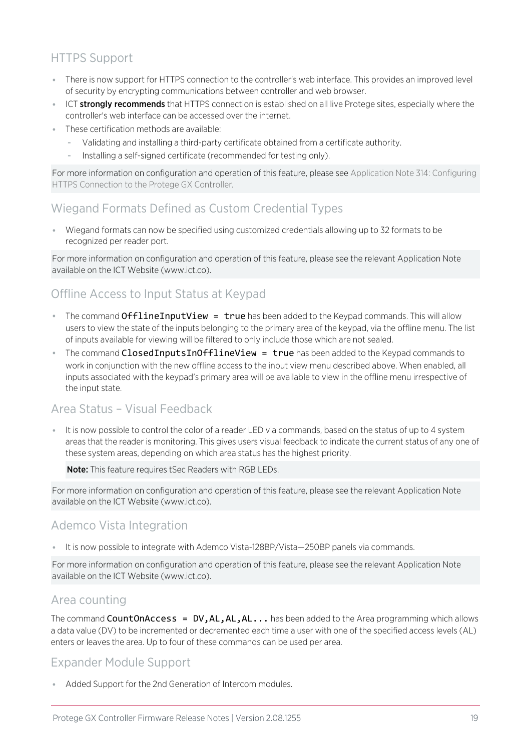## HTTPS Support

- There is now support for HTTPS connection to the controller's web interface. This provides an improved level of security by encrypting communications between controller and web browser.
- ICT **strongly recommends** that HTTPS connection is established on all live Protege sites, especially where the controller's web interface can be accessed over the internet.
- These certification methods are available:
  - Validating and installing a third-party certificate obtained from a certificate authority.
  - Installing a self-signed certificate (recommended for testing only).

For more information on configuration and operation of this feature, please see Application Note 314: Configuring HTTPS Connection to the Protege GX Controller.

## Wiegand Formats Defined as Custom Credential Types

- Wiegand formats can now be specified using customized credentials allowing up to 32 formats to be recognized per reader port.

For more information on configuration and operation of this feature, please see the relevant Application Note available on the ICT Website (www.ict.co).

## Offline Access to Input Status at Keypad

- The command `OfflineInputView = true` has been added to the Keypad commands. This will allow users to view the state of the inputs belonging to the primary area of the keypad, via the offline menu. The list of inputs available for viewing will be filtered to only include those which are not sealed.
- The command `ClosedInputsInOfflineView = true` has been added to the Keypad commands to work in conjunction with the new offline access to the input view menu described above. When enabled, all inputs associated with the keypad's primary area will be available to view in the offline menu irrespective of the input state.

## Area Status – Visual Feedback

- It is now possible to control the color of a reader LED via commands, based on the status of up to 4 system areas that the reader is monitoring. This gives users visual feedback to indicate the current status of any one of these system areas, depending on which area status has the highest priority.

  **Note:** This feature requires tSec Readers with RGB LEDs.

For more information on configuration and operation of this feature, please see the relevant Application Note available on the ICT Website (www.ict.co).

## Ademco Vista Integration

- It is now possible to integrate with Ademco Vista-128BP/Vista—250BP panels via commands.

For more information on configuration and operation of this feature, please see the relevant Application Note available on the ICT Website (www.ict.co).

## Area counting

The command `CountOnAccess = DV,AL,AL,AL...` has been added to the Area programming which allows a data value (DV) to be incremented or decremented each time a user with one of the specified access levels (AL) enters or leaves the area. Up to four of these commands can be used per area.

## Expander Module Support

- Added Support for the 2nd Generation of Intercom modules.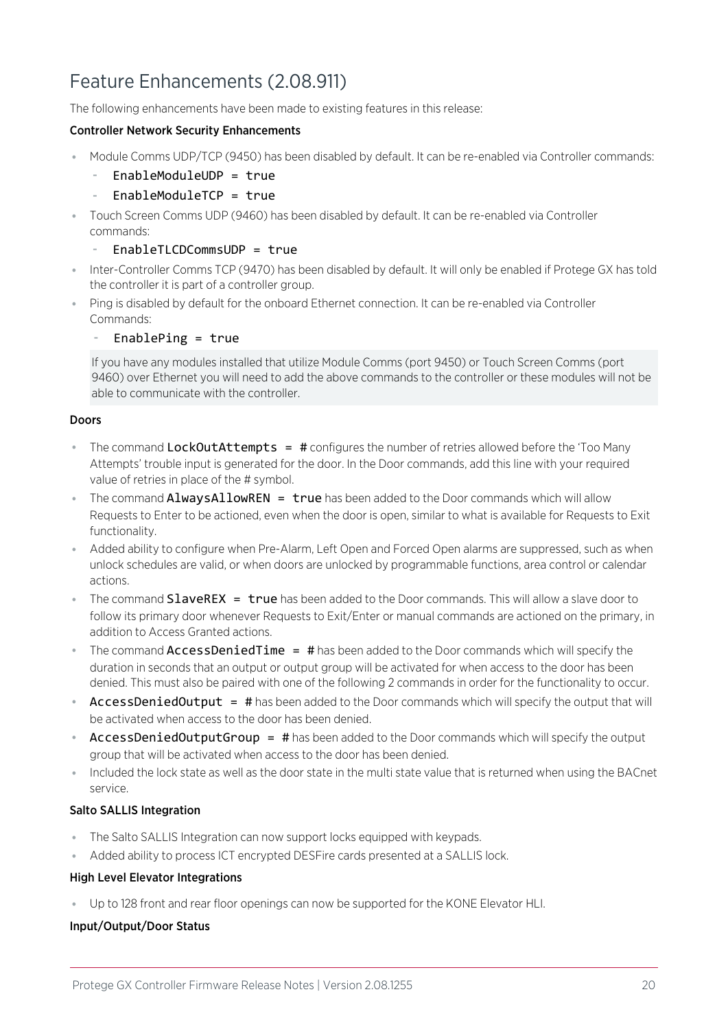## Feature Enhancements (2.08.911)

The following enhancements have been made to existing features in this release:

**Controller Network Security Enhancements**

- Module Comms UDP/TCP (9450) has been disabled by default. It can be re-enabled via Controller commands:
  - `EnableModuleUDP = true`
  - `EnableModuleTCP = true`
- Touch Screen Comms UDP (9460) has been disabled by default. It can be re-enabled via Controller commands:
  - `EnableTLCDCommsUDP = true`
- Inter-Controller Comms TCP (9470) has been disabled by default. It will only be enabled if Protege GX has told the controller it is part of a controller group.
- Ping is disabled by default for the onboard Ethernet connection. It can be re-enabled via Controller Commands:
  - `EnablePing = true`

> If you have any modules installed that utilize Module Comms (port 9450) or Touch Screen Comms (port 9460) over Ethernet you will need to add the above commands to the controller or these modules will not be able to communicate with the controller.

**Doors**

- The command **`LockOutAttempts = #`** configures the number of retries allowed before the 'Too Many Attempts' trouble input is generated for the door. In the Door commands, add this line with your required value of retries in place of the # symbol.
- The command **`AlwaysAllowREN = true`** has been added to the Door commands which will allow Requests to Enter to be actioned, even when the door is open, similar to what is available for Requests to Exit functionality.
- Added ability to configure when Pre-Alarm, Left Open and Forced Open alarms are suppressed, such as when unlock schedules are valid, or when doors are unlocked by programmable functions, area control or calendar actions.
- The command **`SlaveREX = true`** has been added to the Door commands. This will allow a slave door to follow its primary door whenever Requests to Exit/Enter or manual commands are actioned on the primary, in addition to Access Granted actions.
- The command **`AccessDeniedTime = #`** has been added to the Door commands which will specify the duration in seconds that an output or output group will be activated for when access to the door has been denied. This must also be paired with one of the following 2 commands in order for the functionality to occur.
- **`AccessDeniedOutput = #`** has been added to the Door commands which will specify the output that will be activated when access to the door has been denied.
- **`AccessDeniedOutputGroup = #`** has been added to the Door commands which will specify the output group that will be activated when access to the door has been denied.
- Included the lock state as well as the door state in the multi state value that is returned when using the BACnet service.

**Salto SALLIS Integration**

- The Salto SALLIS Integration can now support locks equipped with keypads.
- Added ability to process ICT encrypted DESFire cards presented at a SALLIS lock.

**High Level Elevator Integrations**

- Up to 128 front and rear floor openings can now be supported for the KONE Elevator HLI.

**Input/Output/Door Status**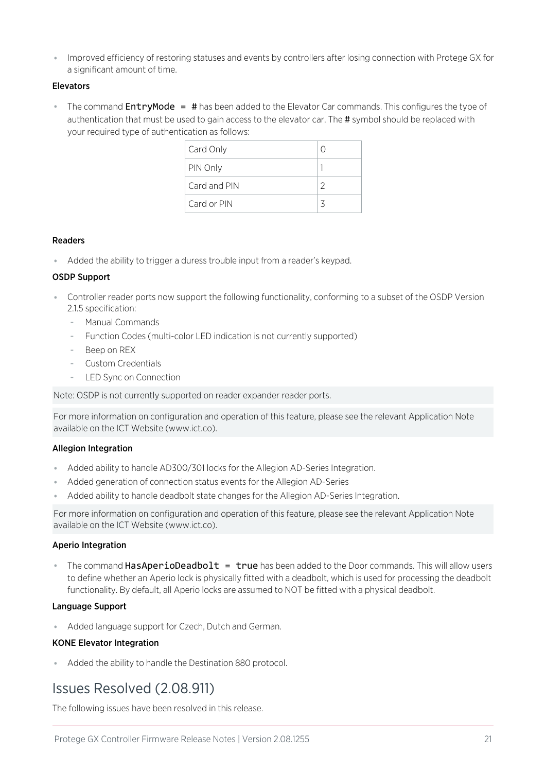- Improved efficiency of restoring statuses and events by controllers after losing connection with Protege GX for a significant amount of time.

**Elevators**

- The command `EntryMode = #` has been added to the Elevator Car commands. This configures the type of authentication that must be used to gain access to the elevator car. The # symbol should be replaced with your required type of authentication as follows:

| | |
|---|---|
| Card Only | 0 |
| PIN Only | 1 |
| Card and PIN | 2 |
| Card or PIN | 3 |

**Readers**

- Added the ability to trigger a duress trouble input from a reader's keypad.

**OSDP Support**

- Controller reader ports now support the following functionality, conforming to a subset of the OSDP Version 2.1.5 specification:
  - Manual Commands
  - Function Codes (multi-color LED indication is not currently supported)
  - Beep on REX
  - Custom Credentials
  - LED Sync on Connection

Note: OSDP is not currently supported on reader expander reader ports.

For more information on configuration and operation of this feature, please see the relevant Application Note available on the ICT Website (www.ict.co).

**Allegion Integration**

- Added ability to handle AD300/301 locks for the Allegion AD-Series Integration.
- Added generation of connection status events for the Allegion AD-Series
- Added ability to handle deadbolt state changes for the Allegion AD-Series Integration.

For more information on configuration and operation of this feature, please see the relevant Application Note available on the ICT Website (www.ict.co).

**Aperio Integration**

- The command `HasAperioDeadbolt = true` has been added to the Door commands. This will allow users to define whether an Aperio lock is physically fitted with a deadbolt, which is used for processing the deadbolt functionality. By default, all Aperio locks are assumed to NOT be fitted with a physical deadbolt.

**Language Support**

- Added language support for Czech, Dutch and German.

**KONE Elevator Integration**

- Added the ability to handle the Destination 880 protocol.

## Issues Resolved (2.08.911)

The following issues have been resolved in this release.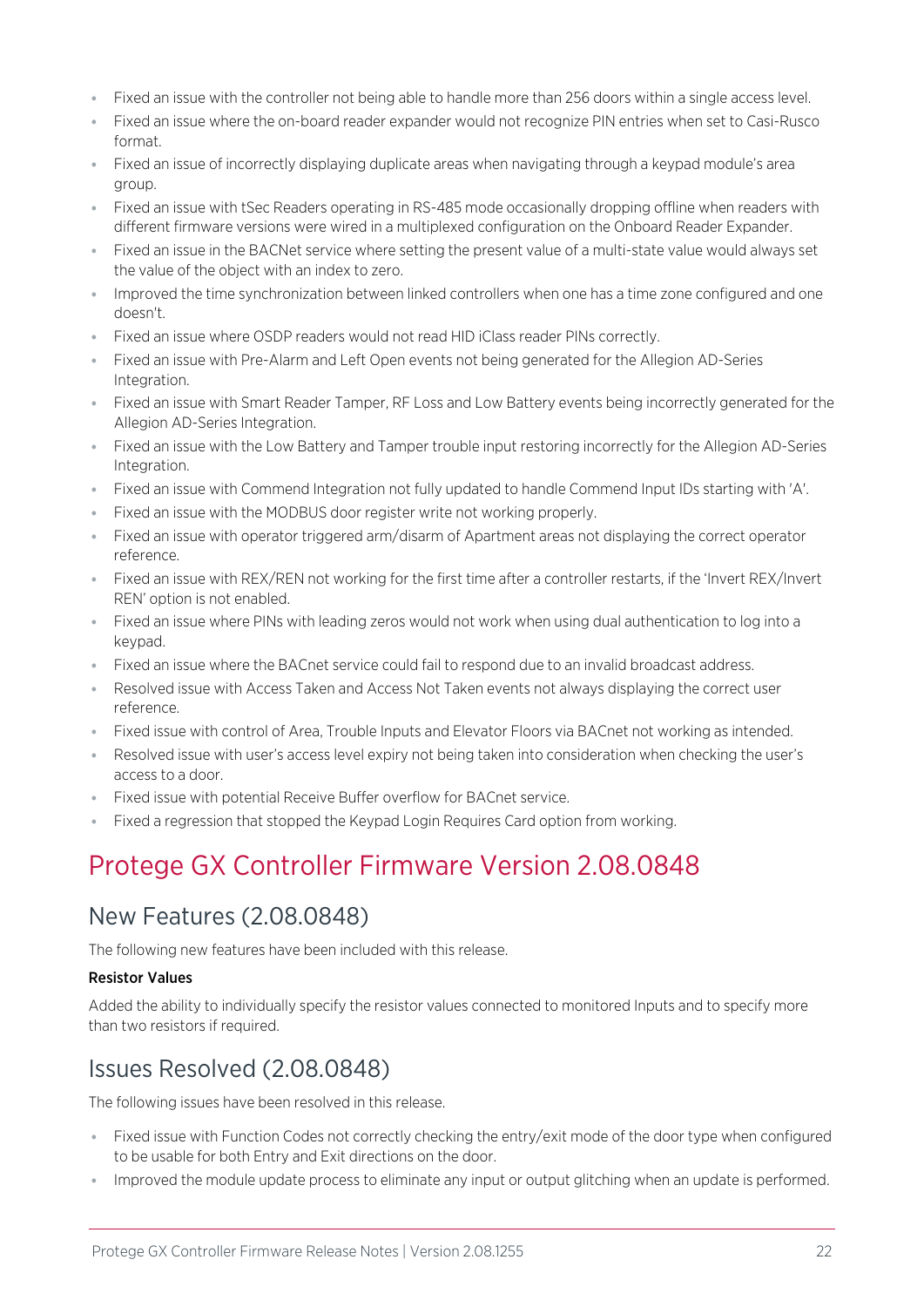- Fixed an issue with the controller not being able to handle more than 256 doors within a single access level.
- Fixed an issue where the on-board reader expander would not recognize PIN entries when set to Casi-Rusco format.
- Fixed an issue of incorrectly displaying duplicate areas when navigating through a keypad module's area group.
- Fixed an issue with tSec Readers operating in RS-485 mode occasionally dropping offline when readers with different firmware versions were wired in a multiplexed configuration on the Onboard Reader Expander.
- Fixed an issue in the BACNet service where setting the present value of a multi-state value would always set the value of the object with an index to zero.
- Improved the time synchronization between linked controllers when one has a time zone configured and one doesn't.
- Fixed an issue where OSDP readers would not read HID iClass reader PINs correctly.
- Fixed an issue with Pre-Alarm and Left Open events not being generated for the Allegion AD-Series Integration.
- Fixed an issue with Smart Reader Tamper, RF Loss and Low Battery events being incorrectly generated for the Allegion AD-Series Integration.
- Fixed an issue with the Low Battery and Tamper trouble input restoring incorrectly for the Allegion AD-Series Integration.
- Fixed an issue with Commend Integration not fully updated to handle Commend Input IDs starting with 'A'.
- Fixed an issue with the MODBUS door register write not working properly.
- Fixed an issue with operator triggered arm/disarm of Apartment areas not displaying the correct operator reference.
- Fixed an issue with REX/REN not working for the first time after a controller restarts, if the 'Invert REX/Invert REN' option is not enabled.
- Fixed an issue where PINs with leading zeros would not work when using dual authentication to log into a keypad.
- Fixed an issue where the BACnet service could fail to respond due to an invalid broadcast address.
- Resolved issue with Access Taken and Access Not Taken events not always displaying the correct user reference.
- Fixed issue with control of Area, Trouble Inputs and Elevator Floors via BACnet not working as intended.
- Resolved issue with user's access level expiry not being taken into consideration when checking the user's access to a door.
- Fixed issue with potential Receive Buffer overflow for BACnet service.
- Fixed a regression that stopped the Keypad Login Requires Card option from working.

# Protege GX Controller Firmware Version 2.08.0848

## New Features (2.08.0848)

The following new features have been included with this release.

**Resistor Values**

Added the ability to individually specify the resistor values connected to monitored Inputs and to specify more than two resistors if required.

## Issues Resolved (2.08.0848)

The following issues have been resolved in this release.

- Fixed issue with Function Codes not correctly checking the entry/exit mode of the door type when configured to be usable for both Entry and Exit directions on the door.
- Improved the module update process to eliminate any input or output glitching when an update is performed.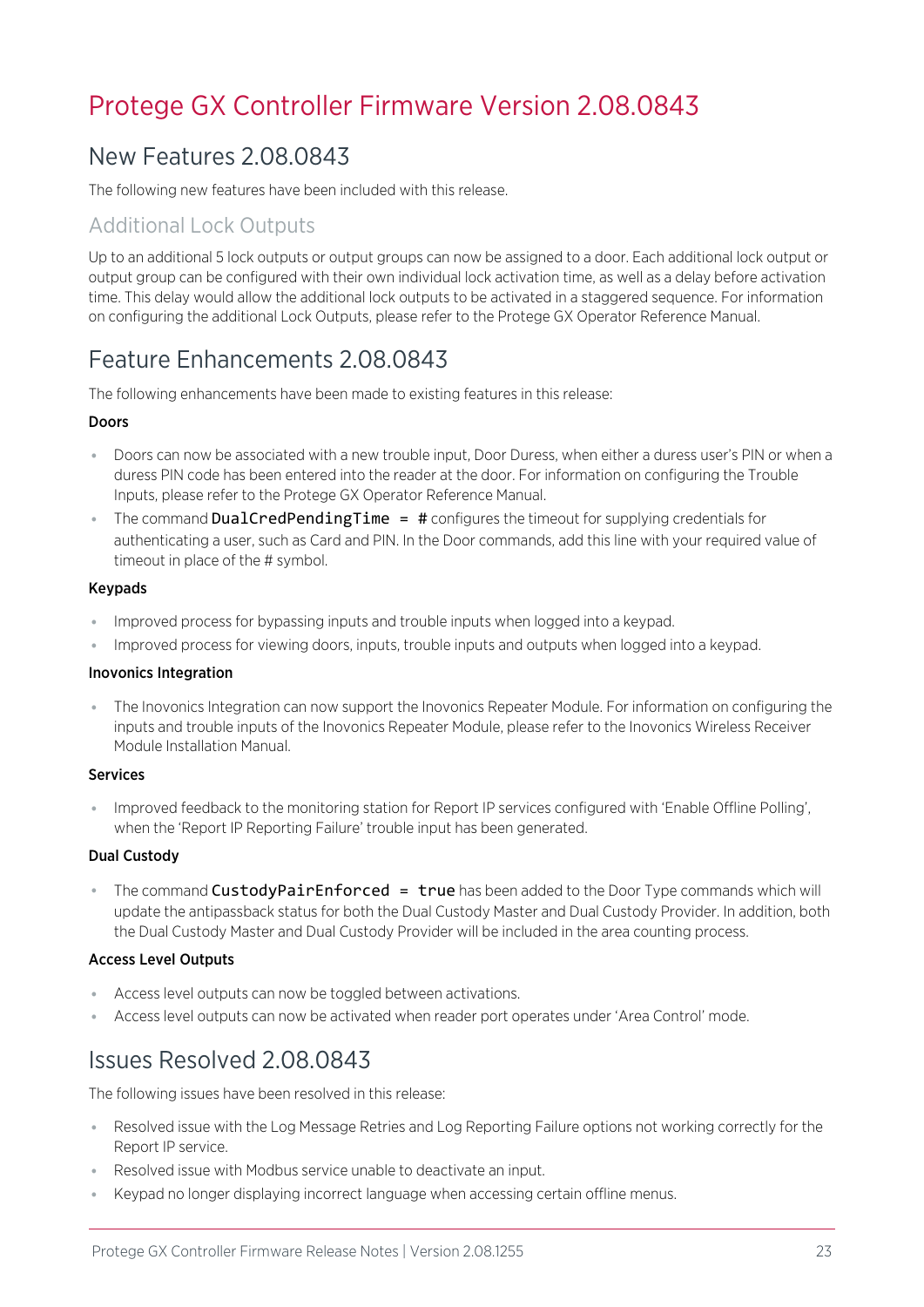# Protege GX Controller Firmware Version 2.08.0843

## New Features 2.08.0843

The following new features have been included with this release.

### Additional Lock Outputs

Up to an additional 5 lock outputs or output groups can now be assigned to a door. Each additional lock output or output group can be configured with their own individual lock activation time, as well as a delay before activation time. This delay would allow the additional lock outputs to be activated in a staggered sequence. For information on configuring the additional Lock Outputs, please refer to the Protege GX Operator Reference Manual.

## Feature Enhancements 2.08.0843

The following enhancements have been made to existing features in this release:

**Doors**

- Doors can now be associated with a new trouble input, Door Duress, when either a duress user's PIN or when a duress PIN code has been entered into the reader at the door. For information on configuring the Trouble Inputs, please refer to the Protege GX Operator Reference Manual.
- The command `DualCredPendingTime = #` configures the timeout for supplying credentials for authenticating a user, such as Card and PIN. In the Door commands, add this line with your required value of timeout in place of the # symbol.

**Keypads**

- Improved process for bypassing inputs and trouble inputs when logged into a keypad.
- Improved process for viewing doors, inputs, trouble inputs and outputs when logged into a keypad.

**Inovonics Integration**

- The Inovonics Integration can now support the Inovonics Repeater Module. For information on configuring the inputs and trouble inputs of the Inovonics Repeater Module, please refer to the Inovonics Wireless Receiver Module Installation Manual.

**Services**

- Improved feedback to the monitoring station for Report IP services configured with 'Enable Offline Polling', when the 'Report IP Reporting Failure' trouble input has been generated.

**Dual Custody**

- The command `CustodyPairEnforced = true` has been added to the Door Type commands which will update the antipassback status for both the Dual Custody Master and Dual Custody Provider. In addition, both the Dual Custody Master and Dual Custody Provider will be included in the area counting process.

**Access Level Outputs**

- Access level outputs can now be toggled between activations.
- Access level outputs can now be activated when reader port operates under 'Area Control' mode.

## Issues Resolved 2.08.0843

The following issues have been resolved in this release:

- Resolved issue with the Log Message Retries and Log Reporting Failure options not working correctly for the Report IP service.
- Resolved issue with Modbus service unable to deactivate an input.
- Keypad no longer displaying incorrect language when accessing certain offline menus.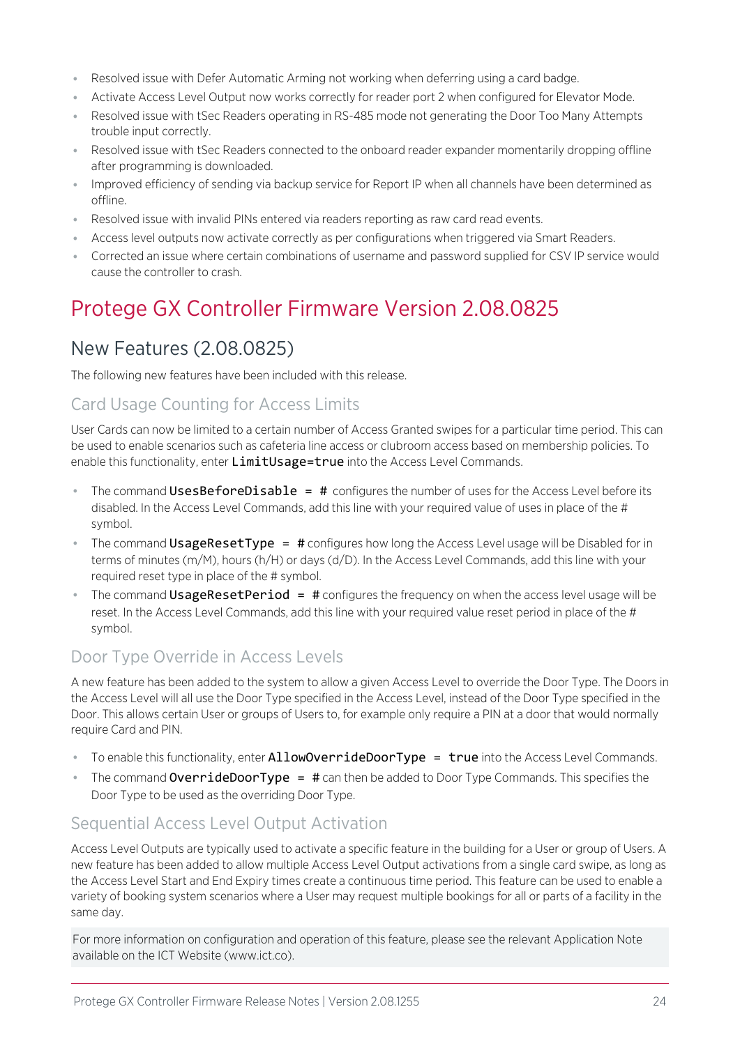- Resolved issue with Defer Automatic Arming not working when deferring using a card badge.
- Activate Access Level Output now works correctly for reader port 2 when configured for Elevator Mode.
- Resolved issue with tSec Readers operating in RS-485 mode not generating the Door Too Many Attempts trouble input correctly.
- Resolved issue with tSec Readers connected to the onboard reader expander momentarily dropping offline after programming is downloaded.
- Improved efficiency of sending via backup service for Report IP when all channels have been determined as offline.
- Resolved issue with invalid PINs entered via readers reporting as raw card read events.
- Access level outputs now activate correctly as per configurations when triggered via Smart Readers.
- Corrected an issue where certain combinations of username and password supplied for CSV IP service would cause the controller to crash.

# Protege GX Controller Firmware Version 2.08.0825

## New Features (2.08.0825)

The following new features have been included with this release.

### Card Usage Counting for Access Limits

User Cards can now be limited to a certain number of Access Granted swipes for a particular time period. This can be used to enable scenarios such as cafeteria line access or clubroom access based on membership policies. To enable this functionality, enter `LimitUsage=true` into the Access Level Commands.

- The command `UsesBeforeDisable = #` configures the number of uses for the Access Level before its disabled. In the Access Level Commands, add this line with your required value of uses in place of the # symbol.
- The command `UsageResetType = #` configures how long the Access Level usage will be Disabled for in terms of minutes (m/M), hours (h/H) or days (d/D). In the Access Level Commands, add this line with your required reset type in place of the # symbol.
- The command `UsageResetPeriod = #` configures the frequency on when the access level usage will be reset. In the Access Level Commands, add this line with your required value reset period in place of the # symbol.

### Door Type Override in Access Levels

A new feature has been added to the system to allow a given Access Level to override the Door Type. The Doors in the Access Level will all use the Door Type specified in the Access Level, instead of the Door Type specified in the Door. This allows certain User or groups of Users to, for example only require a PIN at a door that would normally require Card and PIN.

- To enable this functionality, enter `AllowOverrideDoorType = true` into the Access Level Commands.
- The command `OverrideDoorType = #` can then be added to Door Type Commands. This specifies the Door Type to be used as the overriding Door Type.

### Sequential Access Level Output Activation

Access Level Outputs are typically used to activate a specific feature in the building for a User or group of Users. A new feature has been added to allow multiple Access Level Output activations from a single card swipe, as long as the Access Level Start and End Expiry times create a continuous time period. This feature can be used to enable a variety of booking system scenarios where a User may request multiple bookings for all or parts of a facility in the same day.

For more information on configuration and operation of this feature, please see the relevant Application Note available on the ICT Website (www.ict.co).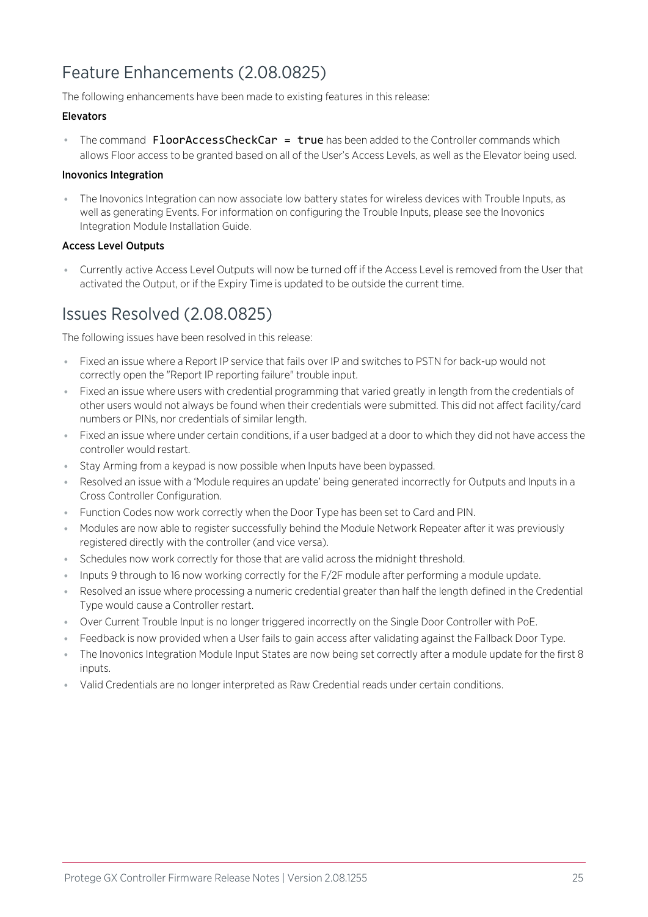## Feature Enhancements (2.08.0825)

The following enhancements have been made to existing features in this release:

### Elevators

- The command `FloorAccessCheckCar = true` has been added to the Controller commands which allows Floor access to be granted based on all of the User's Access Levels, as well as the Elevator being used.

### Inovonics Integration

- The Inovonics Integration can now associate low battery states for wireless devices with Trouble Inputs, as well as generating Events. For information on configuring the Trouble Inputs, please see the Inovonics Integration Module Installation Guide.

### Access Level Outputs

- Currently active Access Level Outputs will now be turned off if the Access Level is removed from the User that activated the Output, or if the Expiry Time is updated to be outside the current time.

## Issues Resolved (2.08.0825)

The following issues have been resolved in this release:

- Fixed an issue where a Report IP service that fails over IP and switches to PSTN for back-up would not correctly open the "Report IP reporting failure" trouble input.
- Fixed an issue where users with credential programming that varied greatly in length from the credentials of other users would not always be found when their credentials were submitted. This did not affect facility/card numbers or PINs, nor credentials of similar length.
- Fixed an issue where under certain conditions, if a user badged at a door to which they did not have access the controller would restart.
- Stay Arming from a keypad is now possible when Inputs have been bypassed.
- Resolved an issue with a 'Module requires an update' being generated incorrectly for Outputs and Inputs in a Cross Controller Configuration.
- Function Codes now work correctly when the Door Type has been set to Card and PIN.
- Modules are now able to register successfully behind the Module Network Repeater after it was previously registered directly with the controller (and vice versa).
- Schedules now work correctly for those that are valid across the midnight threshold.
- Inputs 9 through to 16 now working correctly for the F/2F module after performing a module update.
- Resolved an issue where processing a numeric credential greater than half the length defined in the Credential Type would cause a Controller restart.
- Over Current Trouble Input is no longer triggered incorrectly on the Single Door Controller with PoE.
- Feedback is now provided when a User fails to gain access after validating against the Fallback Door Type.
- The Inovonics Integration Module Input States are now being set correctly after a module update for the first 8 inputs.
- Valid Credentials are no longer interpreted as Raw Credential reads under certain conditions.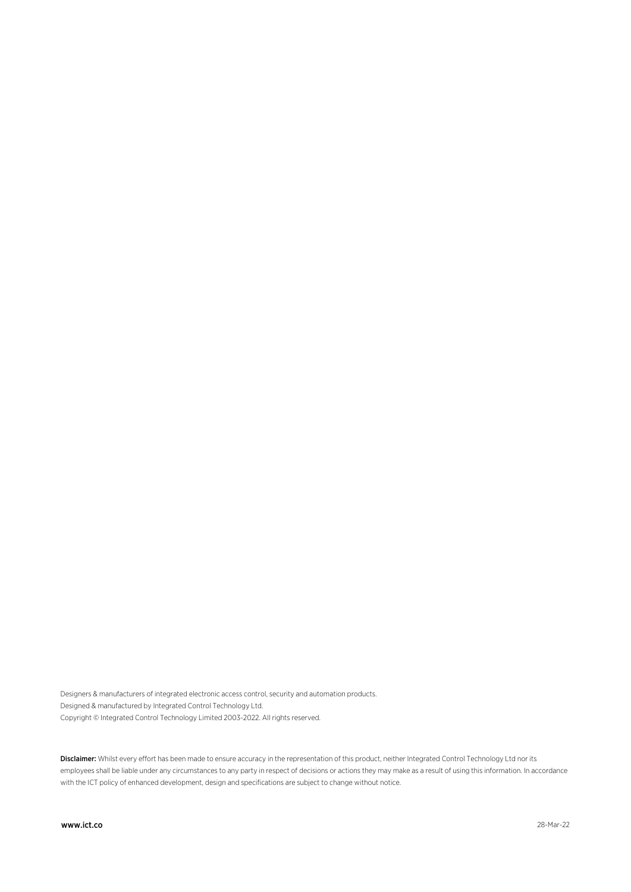Designers & manufacturers of integrated electronic access control, security and automation products.
Designed & manufactured by Integrated Control Technology Ltd.
Copyright © Integrated Control Technology Limited 2003-2022. All rights reserved.

**Disclaimer:** Whilst every effort has been made to ensure accuracy in the representation of this product, neither Integrated Control Technology Ltd nor its employees shall be liable under any circumstances to any party in respect of decisions or actions they may make as a result of using this information. In accordance with the ICT policy of enhanced development, design and specifications are subject to change without notice.

**www.ict.co**

28-Mar-22